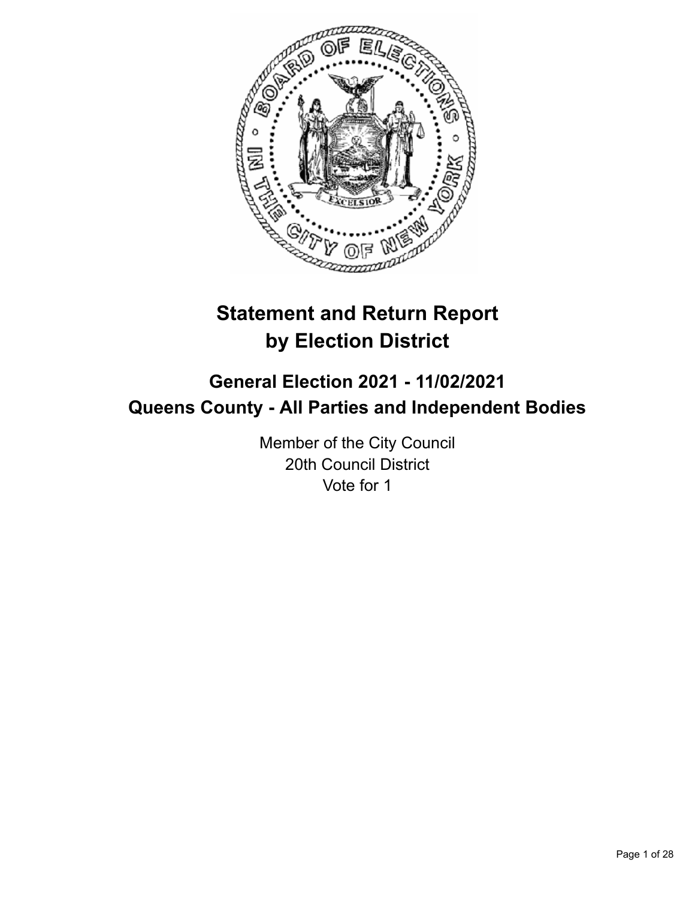# Statement and Return Report by Election District

## General Election 2021 - 11/02/2021
## Queens County - All Parties and Independent Bodies

Member of the City Council
20th Council District
Vote for 1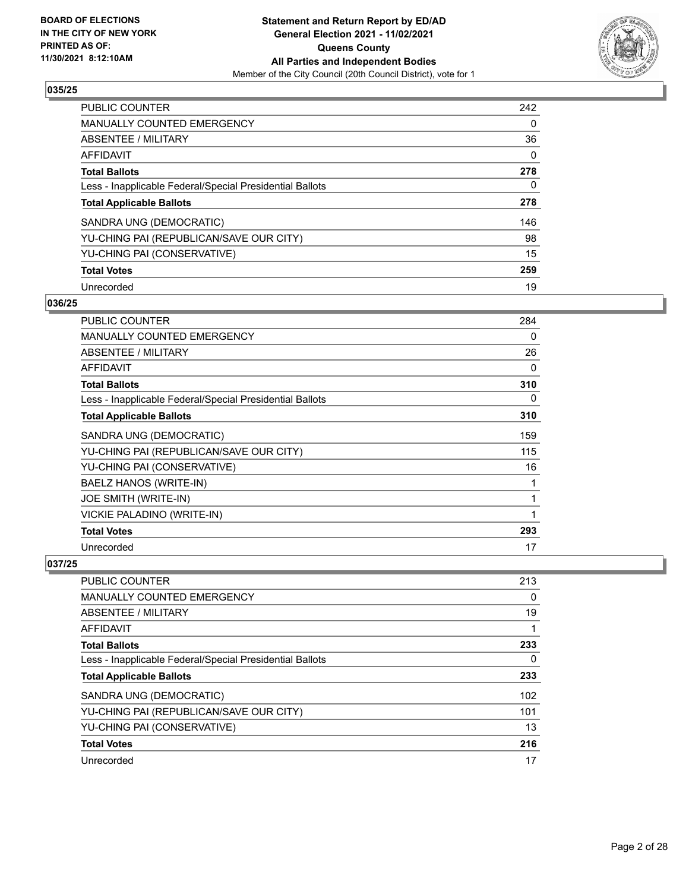## 035/25

| | |
|---|---|
| PUBLIC COUNTER | 242 |
| MANUALLY COUNTED EMERGENCY | 0 |
| ABSENTEE / MILITARY | 36 |
| AFFIDAVIT | 0 |
| **Total Ballots** | **278** |
| Less - Inapplicable Federal/Special Presidential Ballots | 0 |
| **Total Applicable Ballots** | **278** |
| SANDRA UNG (DEMOCRATIC) | 146 |
| YU-CHING PAI (REPUBLICAN/SAVE OUR CITY) | 98 |
| YU-CHING PAI (CONSERVATIVE) | 15 |
| **Total Votes** | **259** |
| Unrecorded | 19 |

## 036/25

| | |
|---|---|
| PUBLIC COUNTER | 284 |
| MANUALLY COUNTED EMERGENCY | 0 |
| ABSENTEE / MILITARY | 26 |
| AFFIDAVIT | 0 |
| **Total Ballots** | **310** |
| Less - Inapplicable Federal/Special Presidential Ballots | 0 |
| **Total Applicable Ballots** | **310** |
| SANDRA UNG (DEMOCRATIC) | 159 |
| YU-CHING PAI (REPUBLICAN/SAVE OUR CITY) | 115 |
| YU-CHING PAI (CONSERVATIVE) | 16 |
| BAELZ HANOS (WRITE-IN) | 1 |
| JOE SMITH (WRITE-IN) | 1 |
| VICKIE PALADINO (WRITE-IN) | 1 |
| **Total Votes** | **293** |
| Unrecorded | 17 |

## 037/25

| | |
|---|---|
| PUBLIC COUNTER | 213 |
| MANUALLY COUNTED EMERGENCY | 0 |
| ABSENTEE / MILITARY | 19 |
| AFFIDAVIT | 1 |
| **Total Ballots** | **233** |
| Less - Inapplicable Federal/Special Presidential Ballots | 0 |
| **Total Applicable Ballots** | **233** |
| SANDRA UNG (DEMOCRATIC) | 102 |
| YU-CHING PAI (REPUBLICAN/SAVE OUR CITY) | 101 |
| YU-CHING PAI (CONSERVATIVE) | 13 |
| **Total Votes** | **216** |
| Unrecorded | 17 |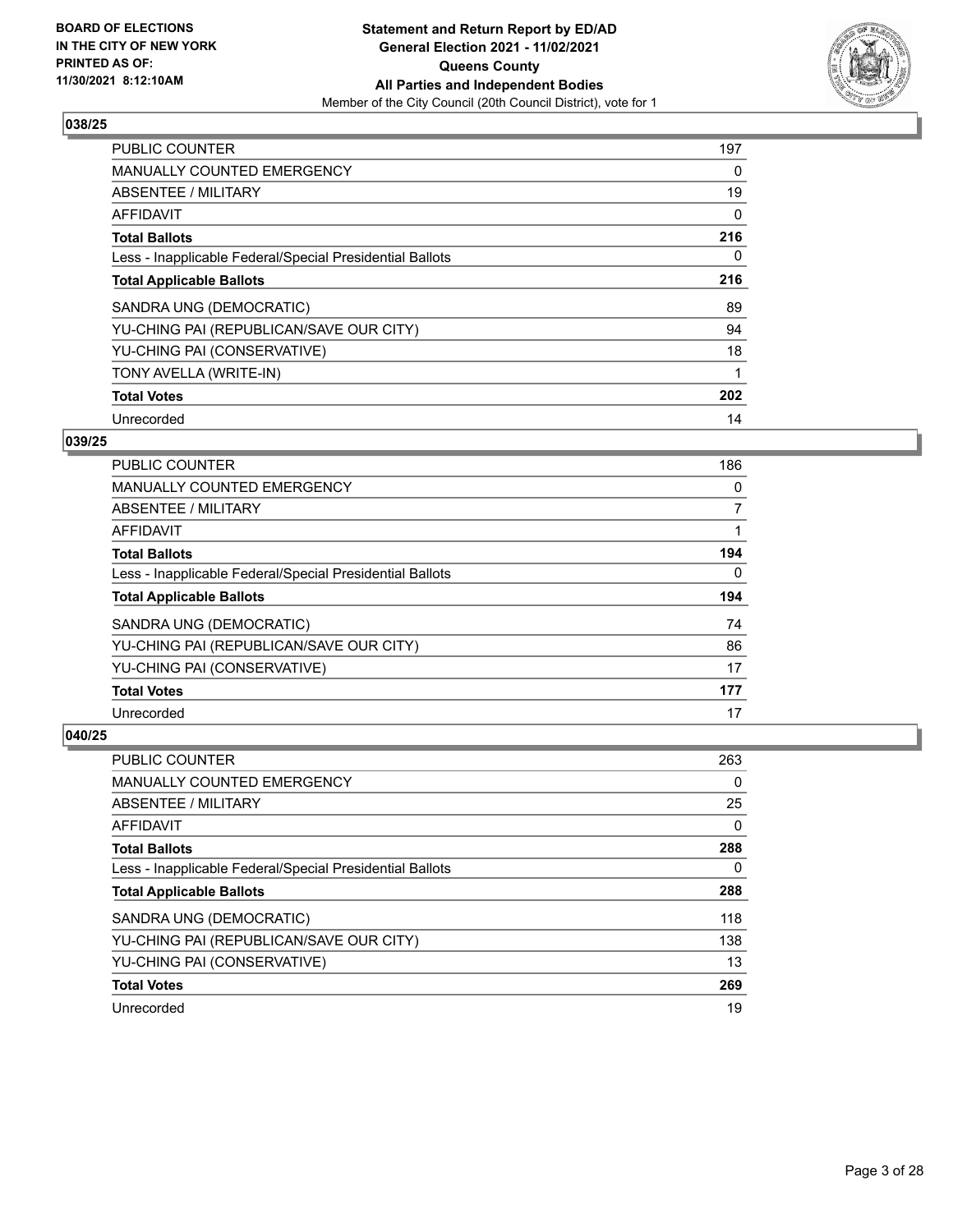### 038/25

| | |
|---|---|
| PUBLIC COUNTER | 197 |
| MANUALLY COUNTED EMERGENCY | 0 |
| ABSENTEE / MILITARY | 19 |
| AFFIDAVIT | 0 |
| **Total Ballots** | **216** |
| Less - Inapplicable Federal/Special Presidential Ballots | 0 |
| **Total Applicable Ballots** | **216** |
| SANDRA UNG (DEMOCRATIC) | 89 |
| YU-CHING PAI (REPUBLICAN/SAVE OUR CITY) | 94 |
| YU-CHING PAI (CONSERVATIVE) | 18 |
| TONY AVELLA (WRITE-IN) | 1 |
| **Total Votes** | **202** |
| Unrecorded | 14 |

### 039/25

| | |
|---|---|
| PUBLIC COUNTER | 186 |
| MANUALLY COUNTED EMERGENCY | 0 |
| ABSENTEE / MILITARY | 7 |
| AFFIDAVIT | 1 |
| **Total Ballots** | **194** |
| Less - Inapplicable Federal/Special Presidential Ballots | 0 |
| **Total Applicable Ballots** | **194** |
| SANDRA UNG (DEMOCRATIC) | 74 |
| YU-CHING PAI (REPUBLICAN/SAVE OUR CITY) | 86 |
| YU-CHING PAI (CONSERVATIVE) | 17 |
| **Total Votes** | **177** |
| Unrecorded | 17 |

### 040/25

| | |
|---|---|
| PUBLIC COUNTER | 263 |
| MANUALLY COUNTED EMERGENCY | 0 |
| ABSENTEE / MILITARY | 25 |
| AFFIDAVIT | 0 |
| **Total Ballots** | **288** |
| Less - Inapplicable Federal/Special Presidential Ballots | 0 |
| **Total Applicable Ballots** | **288** |
| SANDRA UNG (DEMOCRATIC) | 118 |
| YU-CHING PAI (REPUBLICAN/SAVE OUR CITY) | 138 |
| YU-CHING PAI (CONSERVATIVE) | 13 |
| **Total Votes** | **269** |
| Unrecorded | 19 |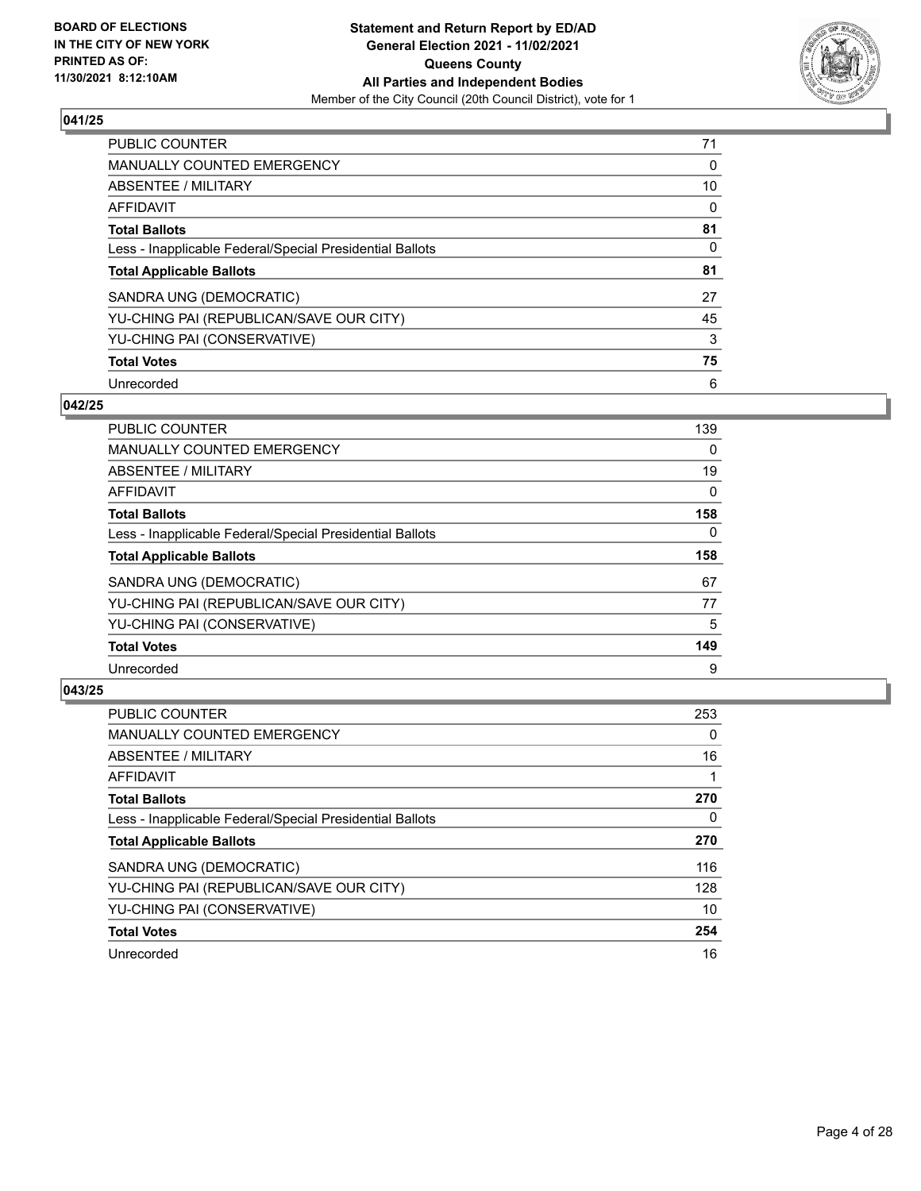## 041/25

| | |
|---|---|
| PUBLIC COUNTER | 71 |
| MANUALLY COUNTED EMERGENCY | 0 |
| ABSENTEE / MILITARY | 10 |
| AFFIDAVIT | 0 |
| **Total Ballots** | **81** |
| Less - Inapplicable Federal/Special Presidential Ballots | 0 |
| **Total Applicable Ballots** | **81** |
| SANDRA UNG (DEMOCRATIC) | 27 |
| YU-CHING PAI (REPUBLICAN/SAVE OUR CITY) | 45 |
| YU-CHING PAI (CONSERVATIVE) | 3 |
| **Total Votes** | **75** |
| Unrecorded | 6 |

## 042/25

| | |
|---|---|
| PUBLIC COUNTER | 139 |
| MANUALLY COUNTED EMERGENCY | 0 |
| ABSENTEE / MILITARY | 19 |
| AFFIDAVIT | 0 |
| **Total Ballots** | **158** |
| Less - Inapplicable Federal/Special Presidential Ballots | 0 |
| **Total Applicable Ballots** | **158** |
| SANDRA UNG (DEMOCRATIC) | 67 |
| YU-CHING PAI (REPUBLICAN/SAVE OUR CITY) | 77 |
| YU-CHING PAI (CONSERVATIVE) | 5 |
| **Total Votes** | **149** |
| Unrecorded | 9 |

## 043/25

| | |
|---|---|
| PUBLIC COUNTER | 253 |
| MANUALLY COUNTED EMERGENCY | 0 |
| ABSENTEE / MILITARY | 16 |
| AFFIDAVIT | 1 |
| **Total Ballots** | **270** |
| Less - Inapplicable Federal/Special Presidential Ballots | 0 |
| **Total Applicable Ballots** | **270** |
| SANDRA UNG (DEMOCRATIC) | 116 |
| YU-CHING PAI (REPUBLICAN/SAVE OUR CITY) | 128 |
| YU-CHING PAI (CONSERVATIVE) | 10 |
| **Total Votes** | **254** |
| Unrecorded | 16 |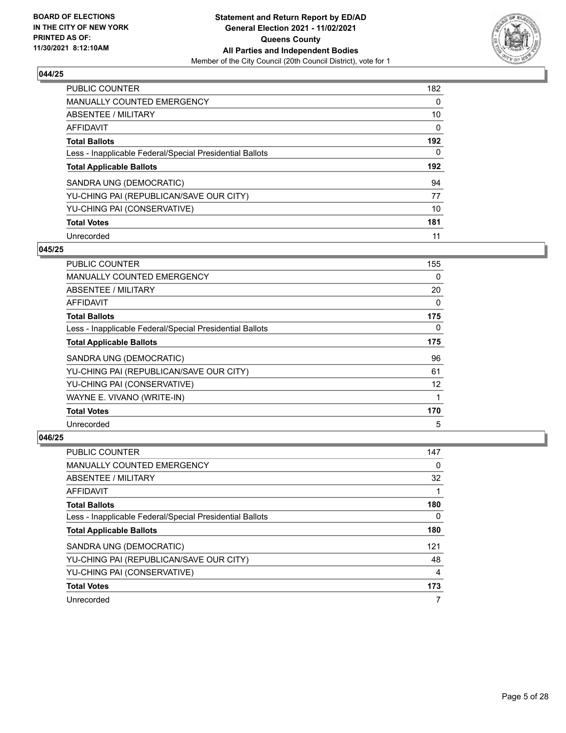## 044/25

| | |
|---|---|
| PUBLIC COUNTER | 182 |
| MANUALLY COUNTED EMERGENCY | 0 |
| ABSENTEE / MILITARY | 10 |
| AFFIDAVIT | 0 |
| **Total Ballots** | **192** |
| Less - Inapplicable Federal/Special Presidential Ballots | 0 |
| **Total Applicable Ballots** | **192** |
| SANDRA UNG (DEMOCRATIC) | 94 |
| YU-CHING PAI (REPUBLICAN/SAVE OUR CITY) | 77 |
| YU-CHING PAI (CONSERVATIVE) | 10 |
| **Total Votes** | **181** |
| Unrecorded | 11 |

## 045/25

| | |
|---|---|
| PUBLIC COUNTER | 155 |
| MANUALLY COUNTED EMERGENCY | 0 |
| ABSENTEE / MILITARY | 20 |
| AFFIDAVIT | 0 |
| **Total Ballots** | **175** |
| Less - Inapplicable Federal/Special Presidential Ballots | 0 |
| **Total Applicable Ballots** | **175** |
| SANDRA UNG (DEMOCRATIC) | 96 |
| YU-CHING PAI (REPUBLICAN/SAVE OUR CITY) | 61 |
| YU-CHING PAI (CONSERVATIVE) | 12 |
| WAYNE E. VIVANO (WRITE-IN) | 1 |
| **Total Votes** | **170** |
| Unrecorded | 5 |

## 046/25

| | |
|---|---|
| PUBLIC COUNTER | 147 |
| MANUALLY COUNTED EMERGENCY | 0 |
| ABSENTEE / MILITARY | 32 |
| AFFIDAVIT | 1 |
| **Total Ballots** | **180** |
| Less - Inapplicable Federal/Special Presidential Ballots | 0 |
| **Total Applicable Ballots** | **180** |
| SANDRA UNG (DEMOCRATIC) | 121 |
| YU-CHING PAI (REPUBLICAN/SAVE OUR CITY) | 48 |
| YU-CHING PAI (CONSERVATIVE) | 4 |
| **Total Votes** | **173** |
| Unrecorded | 7 |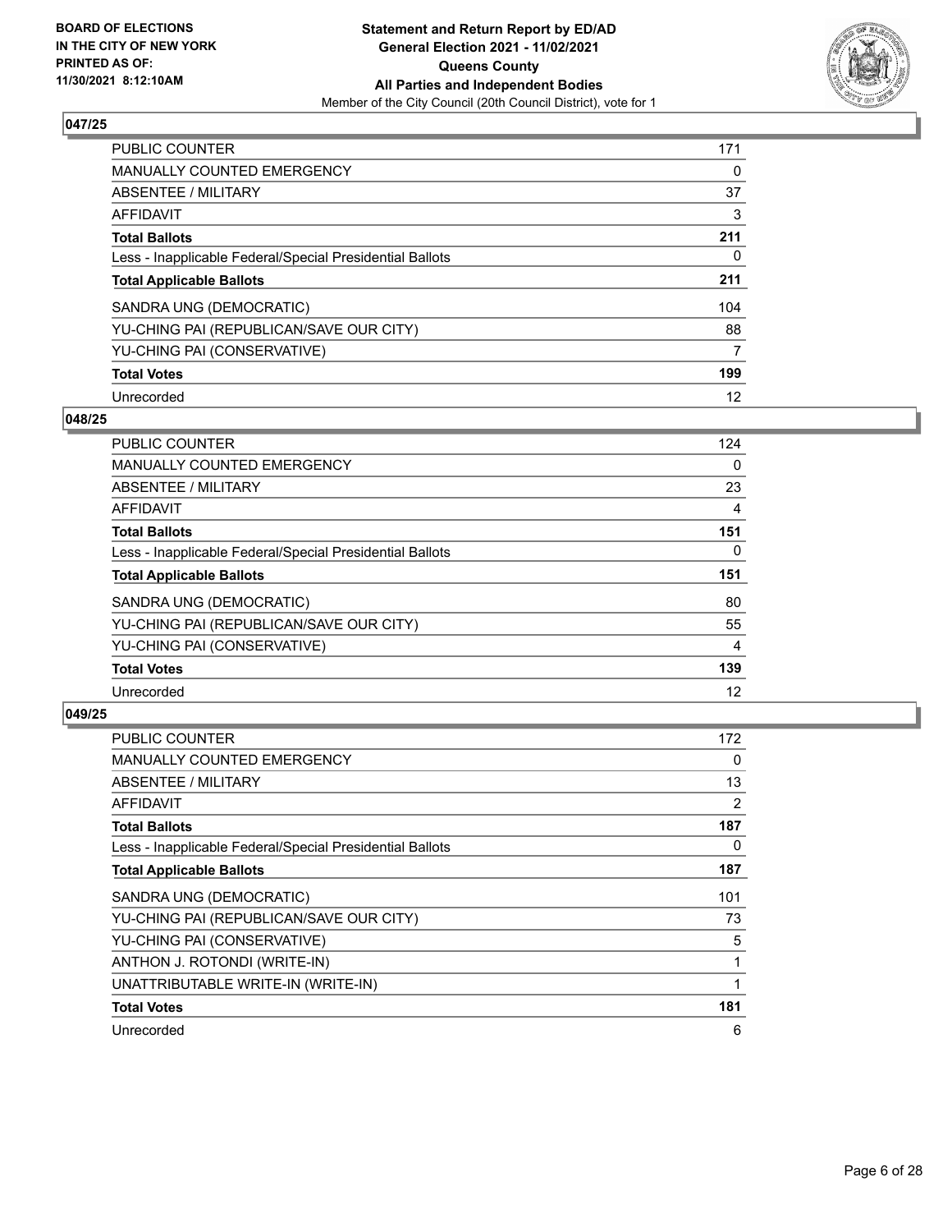**BOARD OF ELECTIONS IN THE CITY OF NEW YORK PRINTED AS OF: 11/30/2021 8:12:10AM**

**Statement and Return Report by ED/AD General Election 2021 - 11/02/2021 Queens County All Parties and Independent Bodies**

Member of the City Council (20th Council District), vote for 1

### 047/25

| | |
|---|---|
| PUBLIC COUNTER | 171 |
| MANUALLY COUNTED EMERGENCY | 0 |
| ABSENTEE / MILITARY | 37 |
| AFFIDAVIT | 3 |
| **Total Ballots** | **211** |
| Less - Inapplicable Federal/Special Presidential Ballots | 0 |
| **Total Applicable Ballots** | **211** |
| SANDRA UNG (DEMOCRATIC) | 104 |
| YU-CHING PAI (REPUBLICAN/SAVE OUR CITY) | 88 |
| YU-CHING PAI (CONSERVATIVE) | 7 |
| **Total Votes** | **199** |
| Unrecorded | 12 |

### 048/25

| | |
|---|---|
| PUBLIC COUNTER | 124 |
| MANUALLY COUNTED EMERGENCY | 0 |
| ABSENTEE / MILITARY | 23 |
| AFFIDAVIT | 4 |
| **Total Ballots** | **151** |
| Less - Inapplicable Federal/Special Presidential Ballots | 0 |
| **Total Applicable Ballots** | **151** |
| SANDRA UNG (DEMOCRATIC) | 80 |
| YU-CHING PAI (REPUBLICAN/SAVE OUR CITY) | 55 |
| YU-CHING PAI (CONSERVATIVE) | 4 |
| **Total Votes** | **139** |
| Unrecorded | 12 |

### 049/25

| | |
|---|---|
| PUBLIC COUNTER | 172 |
| MANUALLY COUNTED EMERGENCY | 0 |
| ABSENTEE / MILITARY | 13 |
| AFFIDAVIT | 2 |
| **Total Ballots** | **187** |
| Less - Inapplicable Federal/Special Presidential Ballots | 0 |
| **Total Applicable Ballots** | **187** |
| SANDRA UNG (DEMOCRATIC) | 101 |
| YU-CHING PAI (REPUBLICAN/SAVE OUR CITY) | 73 |
| YU-CHING PAI (CONSERVATIVE) | 5 |
| ANTHON J. ROTONDI (WRITE-IN) | 1 |
| UNATTRIBUTABLE WRITE-IN (WRITE-IN) | 1 |
| **Total Votes** | **181** |
| Unrecorded | 6 |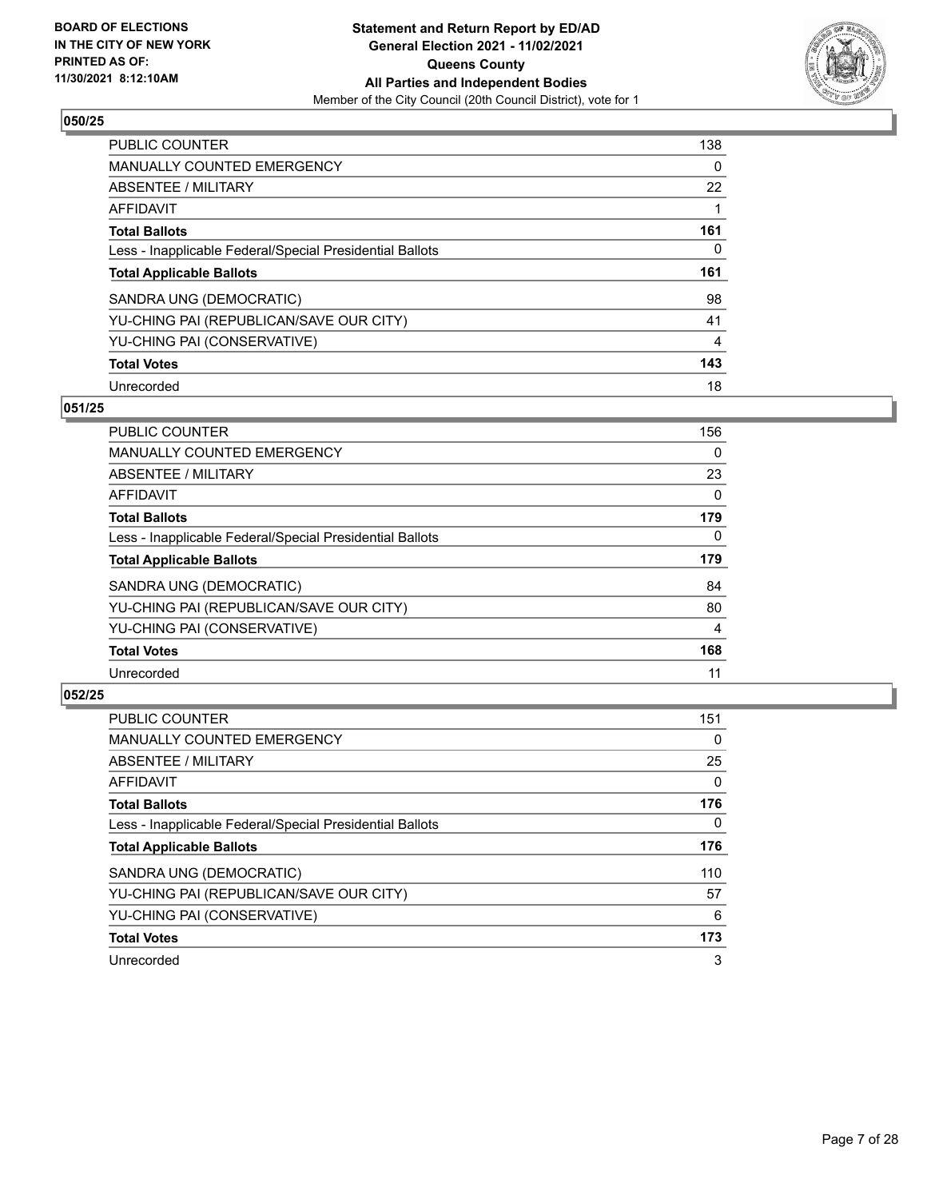## 050/25

| | |
|---|---|
| PUBLIC COUNTER | 138 |
| MANUALLY COUNTED EMERGENCY | 0 |
| ABSENTEE / MILITARY | 22 |
| AFFIDAVIT | 1 |
| **Total Ballots** | **161** |
| Less - Inapplicable Federal/Special Presidential Ballots | 0 |
| **Total Applicable Ballots** | **161** |
| SANDRA UNG (DEMOCRATIC) | 98 |
| YU-CHING PAI (REPUBLICAN/SAVE OUR CITY) | 41 |
| YU-CHING PAI (CONSERVATIVE) | 4 |
| **Total Votes** | **143** |
| Unrecorded | 18 |

## 051/25

| | |
|---|---|
| PUBLIC COUNTER | 156 |
| MANUALLY COUNTED EMERGENCY | 0 |
| ABSENTEE / MILITARY | 23 |
| AFFIDAVIT | 0 |
| **Total Ballots** | **179** |
| Less - Inapplicable Federal/Special Presidential Ballots | 0 |
| **Total Applicable Ballots** | **179** |
| SANDRA UNG (DEMOCRATIC) | 84 |
| YU-CHING PAI (REPUBLICAN/SAVE OUR CITY) | 80 |
| YU-CHING PAI (CONSERVATIVE) | 4 |
| **Total Votes** | **168** |
| Unrecorded | 11 |

## 052/25

| | |
|---|---|
| PUBLIC COUNTER | 151 |
| MANUALLY COUNTED EMERGENCY | 0 |
| ABSENTEE / MILITARY | 25 |
| AFFIDAVIT | 0 |
| **Total Ballots** | **176** |
| Less - Inapplicable Federal/Special Presidential Ballots | 0 |
| **Total Applicable Ballots** | **176** |
| SANDRA UNG (DEMOCRATIC) | 110 |
| YU-CHING PAI (REPUBLICAN/SAVE OUR CITY) | 57 |
| YU-CHING PAI (CONSERVATIVE) | 6 |
| **Total Votes** | **173** |
| Unrecorded | 3 |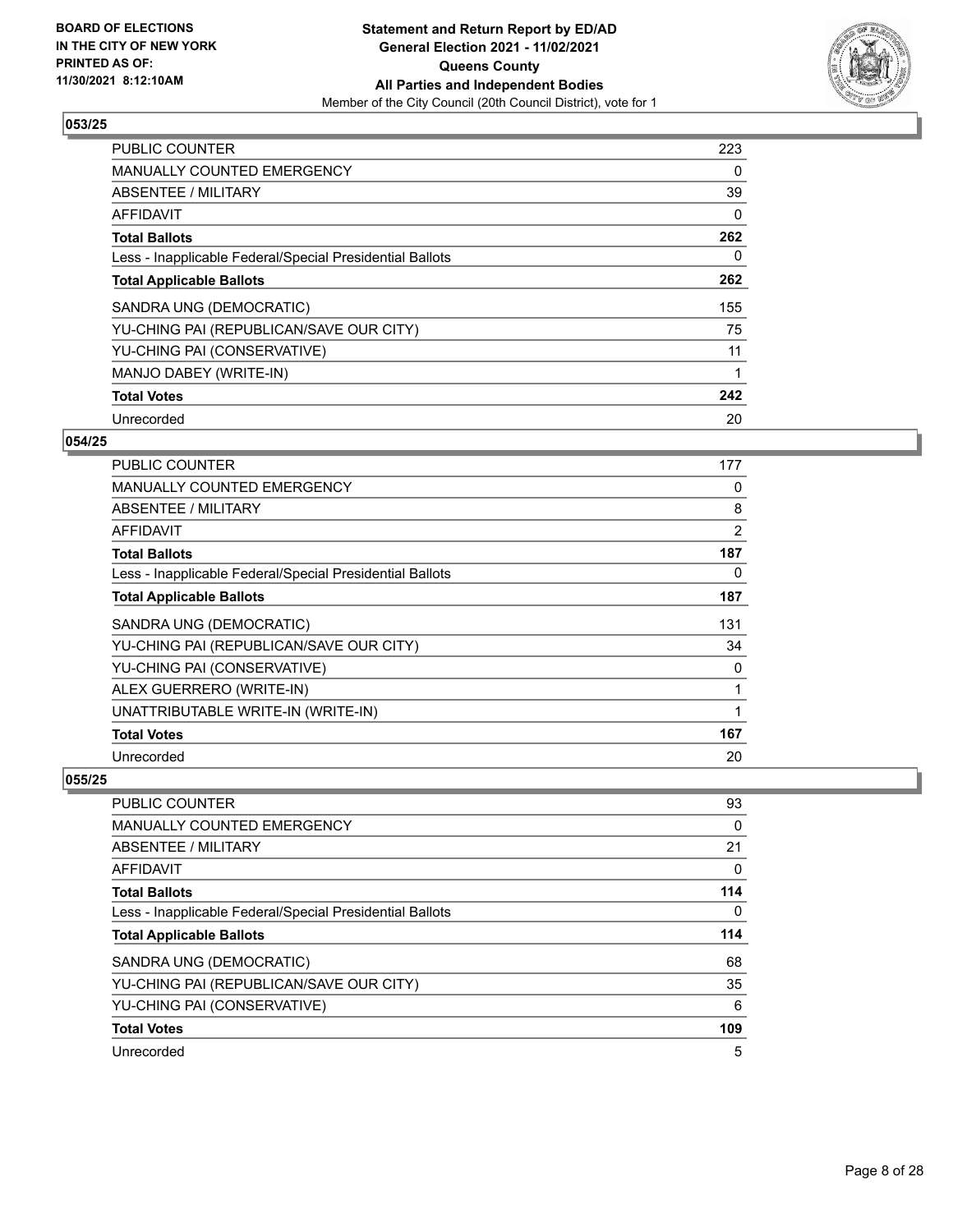## 053/25

| | |
|---|---|
| PUBLIC COUNTER | 223 |
| MANUALLY COUNTED EMERGENCY | 0 |
| ABSENTEE / MILITARY | 39 |
| AFFIDAVIT | 0 |
| **Total Ballots** | **262** |
| Less - Inapplicable Federal/Special Presidential Ballots | 0 |
| **Total Applicable Ballots** | **262** |
| SANDRA UNG (DEMOCRATIC) | 155 |
| YU-CHING PAI (REPUBLICAN/SAVE OUR CITY) | 75 |
| YU-CHING PAI (CONSERVATIVE) | 11 |
| MANJO DABEY (WRITE-IN) | 1 |
| **Total Votes** | **242** |
| Unrecorded | 20 |

## 054/25

| | |
|---|---|
| PUBLIC COUNTER | 177 |
| MANUALLY COUNTED EMERGENCY | 0 |
| ABSENTEE / MILITARY | 8 |
| AFFIDAVIT | 2 |
| **Total Ballots** | **187** |
| Less - Inapplicable Federal/Special Presidential Ballots | 0 |
| **Total Applicable Ballots** | **187** |
| SANDRA UNG (DEMOCRATIC) | 131 |
| YU-CHING PAI (REPUBLICAN/SAVE OUR CITY) | 34 |
| YU-CHING PAI (CONSERVATIVE) | 0 |
| ALEX GUERRERO (WRITE-IN) | 1 |
| UNATTRIBUTABLE WRITE-IN (WRITE-IN) | 1 |
| **Total Votes** | **167** |
| Unrecorded | 20 |

## 055/25

| | |
|---|---|
| PUBLIC COUNTER | 93 |
| MANUALLY COUNTED EMERGENCY | 0 |
| ABSENTEE / MILITARY | 21 |
| AFFIDAVIT | 0 |
| **Total Ballots** | **114** |
| Less - Inapplicable Federal/Special Presidential Ballots | 0 |
| **Total Applicable Ballots** | **114** |
| SANDRA UNG (DEMOCRATIC) | 68 |
| YU-CHING PAI (REPUBLICAN/SAVE OUR CITY) | 35 |
| YU-CHING PAI (CONSERVATIVE) | 6 |
| **Total Votes** | **109** |
| Unrecorded | 5 |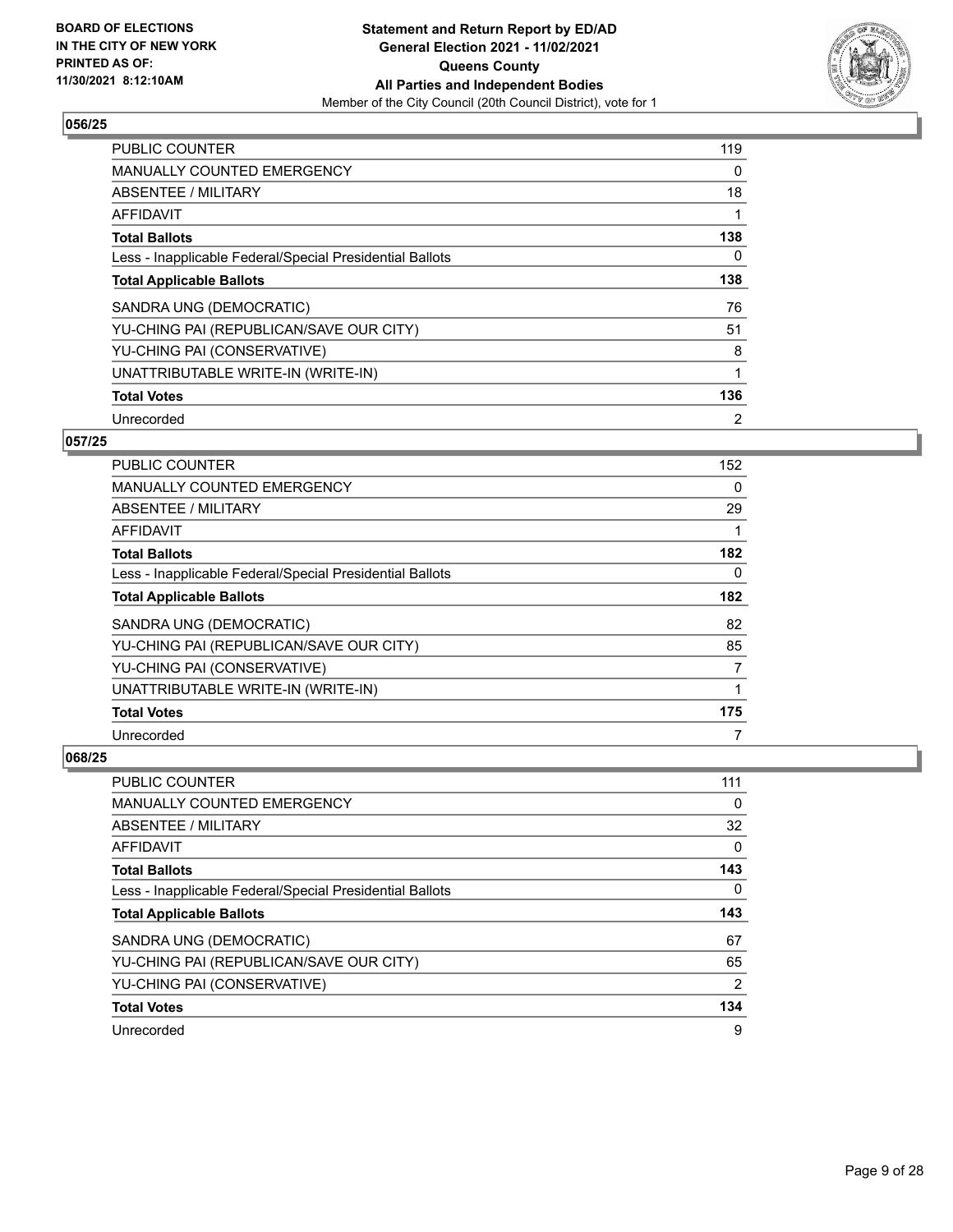**BOARD OF ELECTIONS IN THE CITY OF NEW YORK PRINTED AS OF: 11/30/2021 8:12:10AM**

**Statement and Return Report by ED/AD General Election 2021 - 11/02/2021 Queens County All Parties and Independent Bodies**

Member of the City Council (20th Council District), vote for 1

## 056/25

| | |
|---|---|
| PUBLIC COUNTER | 119 |
| MANUALLY COUNTED EMERGENCY | 0 |
| ABSENTEE / MILITARY | 18 |
| AFFIDAVIT | 1 |
| **Total Ballots** | **138** |
| Less - Inapplicable Federal/Special Presidential Ballots | 0 |
| **Total Applicable Ballots** | **138** |
| SANDRA UNG (DEMOCRATIC) | 76 |
| YU-CHING PAI (REPUBLICAN/SAVE OUR CITY) | 51 |
| YU-CHING PAI (CONSERVATIVE) | 8 |
| UNATTRIBUTABLE WRITE-IN (WRITE-IN) | 1 |
| **Total Votes** | **136** |
| Unrecorded | 2 |

## 057/25

| | |
|---|---|
| PUBLIC COUNTER | 152 |
| MANUALLY COUNTED EMERGENCY | 0 |
| ABSENTEE / MILITARY | 29 |
| AFFIDAVIT | 1 |
| **Total Ballots** | **182** |
| Less - Inapplicable Federal/Special Presidential Ballots | 0 |
| **Total Applicable Ballots** | **182** |
| SANDRA UNG (DEMOCRATIC) | 82 |
| YU-CHING PAI (REPUBLICAN/SAVE OUR CITY) | 85 |
| YU-CHING PAI (CONSERVATIVE) | 7 |
| UNATTRIBUTABLE WRITE-IN (WRITE-IN) | 1 |
| **Total Votes** | **175** |
| Unrecorded | 7 |

## 068/25

| | |
|---|---|
| PUBLIC COUNTER | 111 |
| MANUALLY COUNTED EMERGENCY | 0 |
| ABSENTEE / MILITARY | 32 |
| AFFIDAVIT | 0 |
| **Total Ballots** | **143** |
| Less - Inapplicable Federal/Special Presidential Ballots | 0 |
| **Total Applicable Ballots** | **143** |
| SANDRA UNG (DEMOCRATIC) | 67 |
| YU-CHING PAI (REPUBLICAN/SAVE OUR CITY) | 65 |
| YU-CHING PAI (CONSERVATIVE) | 2 |
| **Total Votes** | **134** |
| Unrecorded | 9 |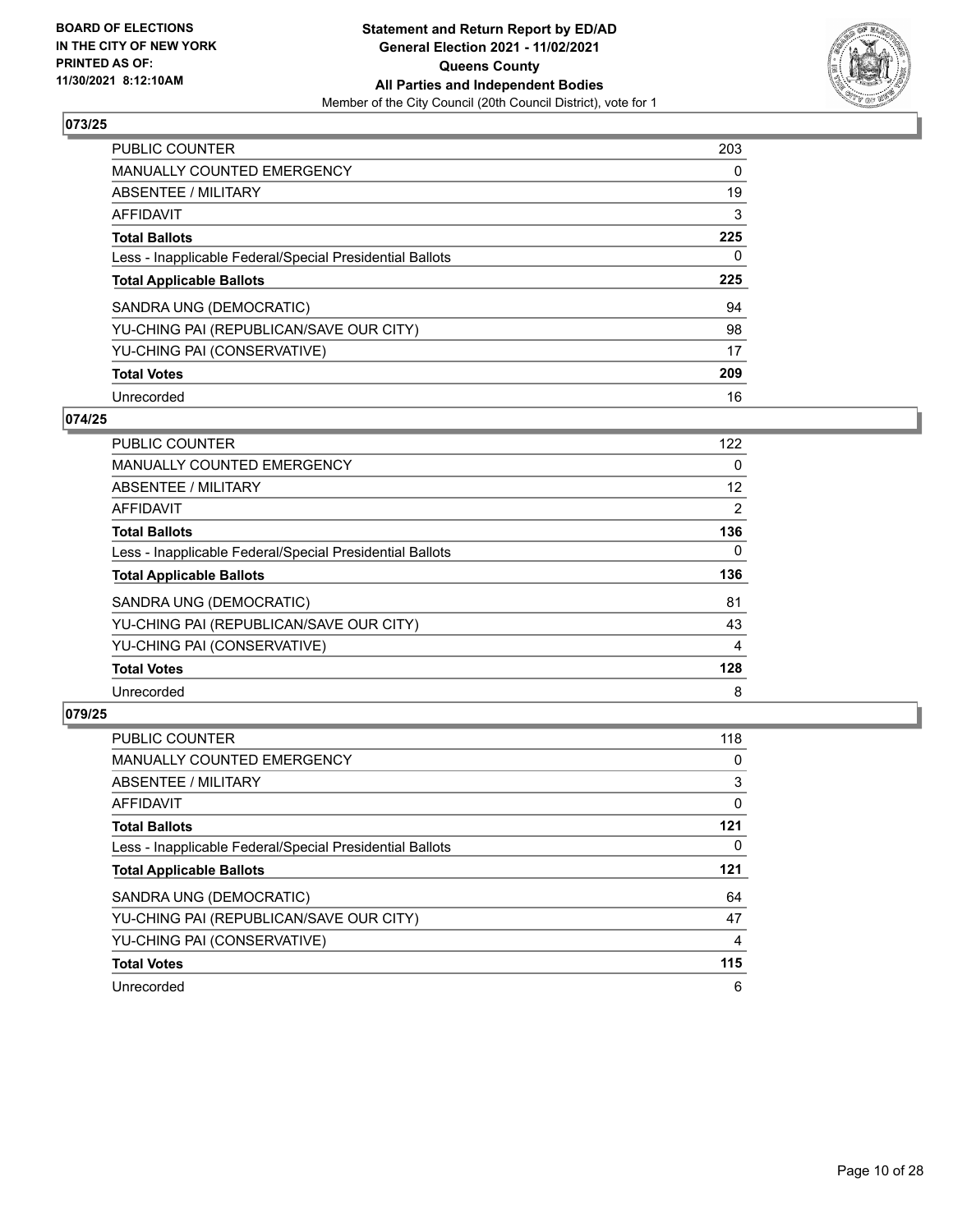## 073/25

| | |
|---|---|
| PUBLIC COUNTER | 203 |
| MANUALLY COUNTED EMERGENCY | 0 |
| ABSENTEE / MILITARY | 19 |
| AFFIDAVIT | 3 |
| **Total Ballots** | **225** |
| Less - Inapplicable Federal/Special Presidential Ballots | 0 |
| **Total Applicable Ballots** | **225** |
| SANDRA UNG (DEMOCRATIC) | 94 |
| YU-CHING PAI (REPUBLICAN/SAVE OUR CITY) | 98 |
| YU-CHING PAI (CONSERVATIVE) | 17 |
| **Total Votes** | **209** |
| Unrecorded | 16 |

## 074/25

| | |
|---|---|
| PUBLIC COUNTER | 122 |
| MANUALLY COUNTED EMERGENCY | 0 |
| ABSENTEE / MILITARY | 12 |
| AFFIDAVIT | 2 |
| **Total Ballots** | **136** |
| Less - Inapplicable Federal/Special Presidential Ballots | 0 |
| **Total Applicable Ballots** | **136** |
| SANDRA UNG (DEMOCRATIC) | 81 |
| YU-CHING PAI (REPUBLICAN/SAVE OUR CITY) | 43 |
| YU-CHING PAI (CONSERVATIVE) | 4 |
| **Total Votes** | **128** |
| Unrecorded | 8 |

## 079/25

| | |
|---|---|
| PUBLIC COUNTER | 118 |
| MANUALLY COUNTED EMERGENCY | 0 |
| ABSENTEE / MILITARY | 3 |
| AFFIDAVIT | 0 |
| **Total Ballots** | **121** |
| Less - Inapplicable Federal/Special Presidential Ballots | 0 |
| **Total Applicable Ballots** | **121** |
| SANDRA UNG (DEMOCRATIC) | 64 |
| YU-CHING PAI (REPUBLICAN/SAVE OUR CITY) | 47 |
| YU-CHING PAI (CONSERVATIVE) | 4 |
| **Total Votes** | **115** |
| Unrecorded | 6 |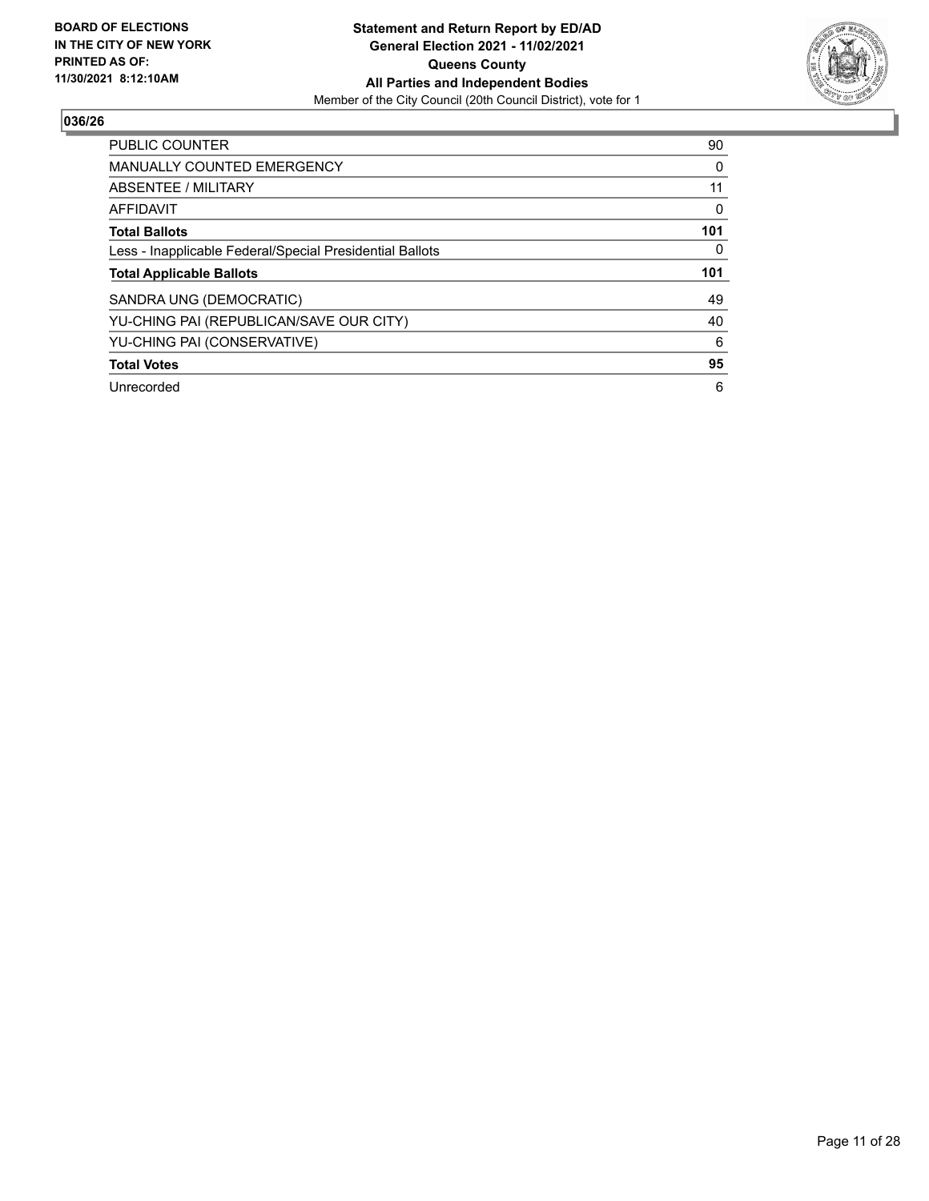**BOARD OF ELECTIONS IN THE CITY OF NEW YORK PRINTED AS OF: 11/30/2021 8:12:10AM**

**Statement and Return Report by ED/AD**
**General Election 2021 - 11/02/2021**
**Queens County**
**All Parties and Independent Bodies**
Member of the City Council (20th Council District), vote for 1

## 036/26

| | |
|---|---|
| PUBLIC COUNTER | 90 |
| MANUALLY COUNTED EMERGENCY | 0 |
| ABSENTEE / MILITARY | 11 |
| AFFIDAVIT | 0 |
| **Total Ballots** | **101** |
| Less - Inapplicable Federal/Special Presidential Ballots | 0 |
| **Total Applicable Ballots** | **101** |
| SANDRA UNG (DEMOCRATIC) | 49 |
| YU-CHING PAI (REPUBLICAN/SAVE OUR CITY) | 40 |
| YU-CHING PAI (CONSERVATIVE) | 6 |
| **Total Votes** | **95** |
| Unrecorded | 6 |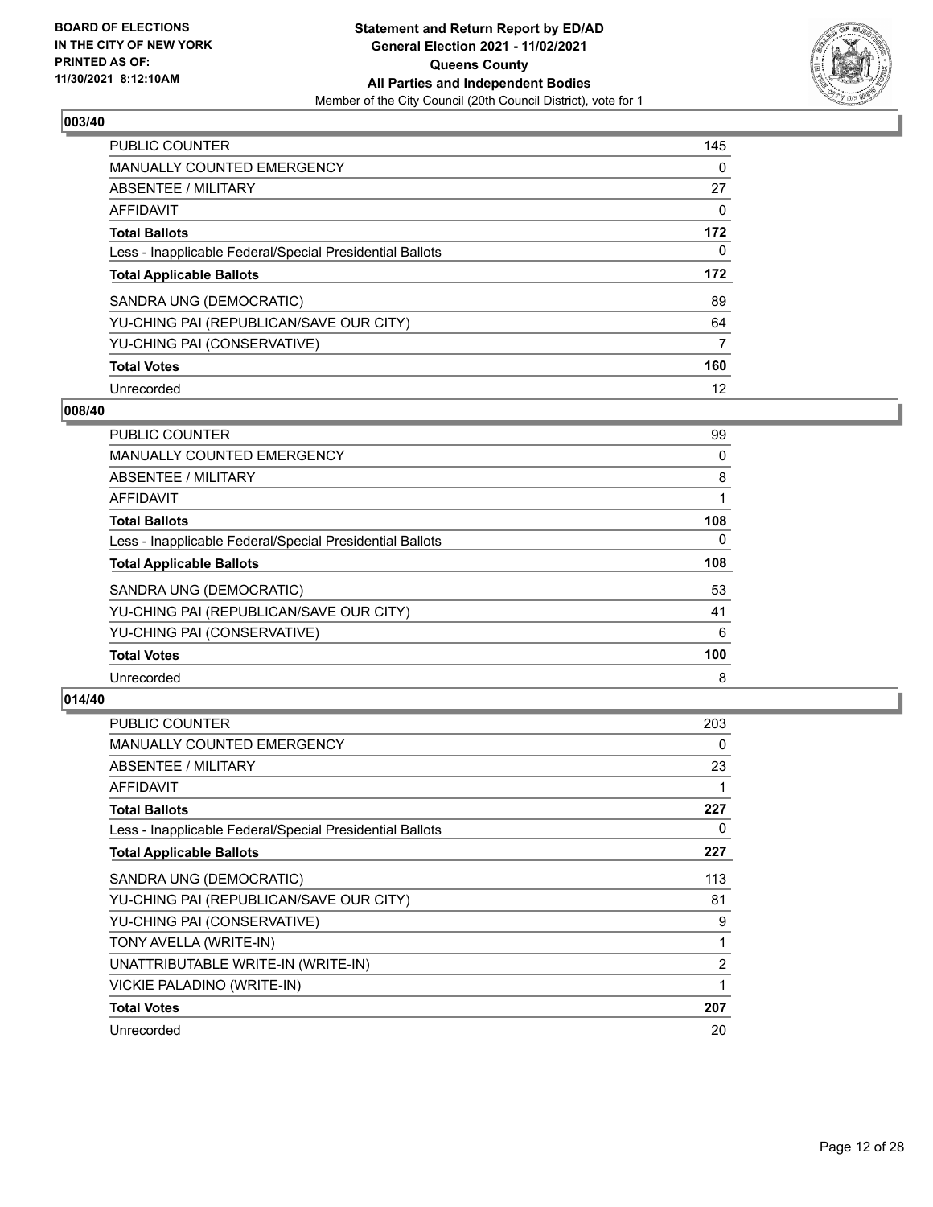## 003/40

| | |
|---|---|
| PUBLIC COUNTER | 145 |
| MANUALLY COUNTED EMERGENCY | 0 |
| ABSENTEE / MILITARY | 27 |
| AFFIDAVIT | 0 |
| **Total Ballots** | **172** |
| Less - Inapplicable Federal/Special Presidential Ballots | 0 |
| **Total Applicable Ballots** | **172** |
| SANDRA UNG (DEMOCRATIC) | 89 |
| YU-CHING PAI (REPUBLICAN/SAVE OUR CITY) | 64 |
| YU-CHING PAI (CONSERVATIVE) | 7 |
| **Total Votes** | **160** |
| Unrecorded | 12 |

## 008/40

| | |
|---|---|
| PUBLIC COUNTER | 99 |
| MANUALLY COUNTED EMERGENCY | 0 |
| ABSENTEE / MILITARY | 8 |
| AFFIDAVIT | 1 |
| **Total Ballots** | **108** |
| Less - Inapplicable Federal/Special Presidential Ballots | 0 |
| **Total Applicable Ballots** | **108** |
| SANDRA UNG (DEMOCRATIC) | 53 |
| YU-CHING PAI (REPUBLICAN/SAVE OUR CITY) | 41 |
| YU-CHING PAI (CONSERVATIVE) | 6 |
| **Total Votes** | **100** |
| Unrecorded | 8 |

## 014/40

| | |
|---|---|
| PUBLIC COUNTER | 203 |
| MANUALLY COUNTED EMERGENCY | 0 |
| ABSENTEE / MILITARY | 23 |
| AFFIDAVIT | 1 |
| **Total Ballots** | **227** |
| Less - Inapplicable Federal/Special Presidential Ballots | 0 |
| **Total Applicable Ballots** | **227** |
| SANDRA UNG (DEMOCRATIC) | 113 |
| YU-CHING PAI (REPUBLICAN/SAVE OUR CITY) | 81 |
| YU-CHING PAI (CONSERVATIVE) | 9 |
| TONY AVELLA (WRITE-IN) | 1 |
| UNATTRIBUTABLE WRITE-IN (WRITE-IN) | 2 |
| VICKIE PALADINO (WRITE-IN) | 1 |
| **Total Votes** | **207** |
| Unrecorded | 20 |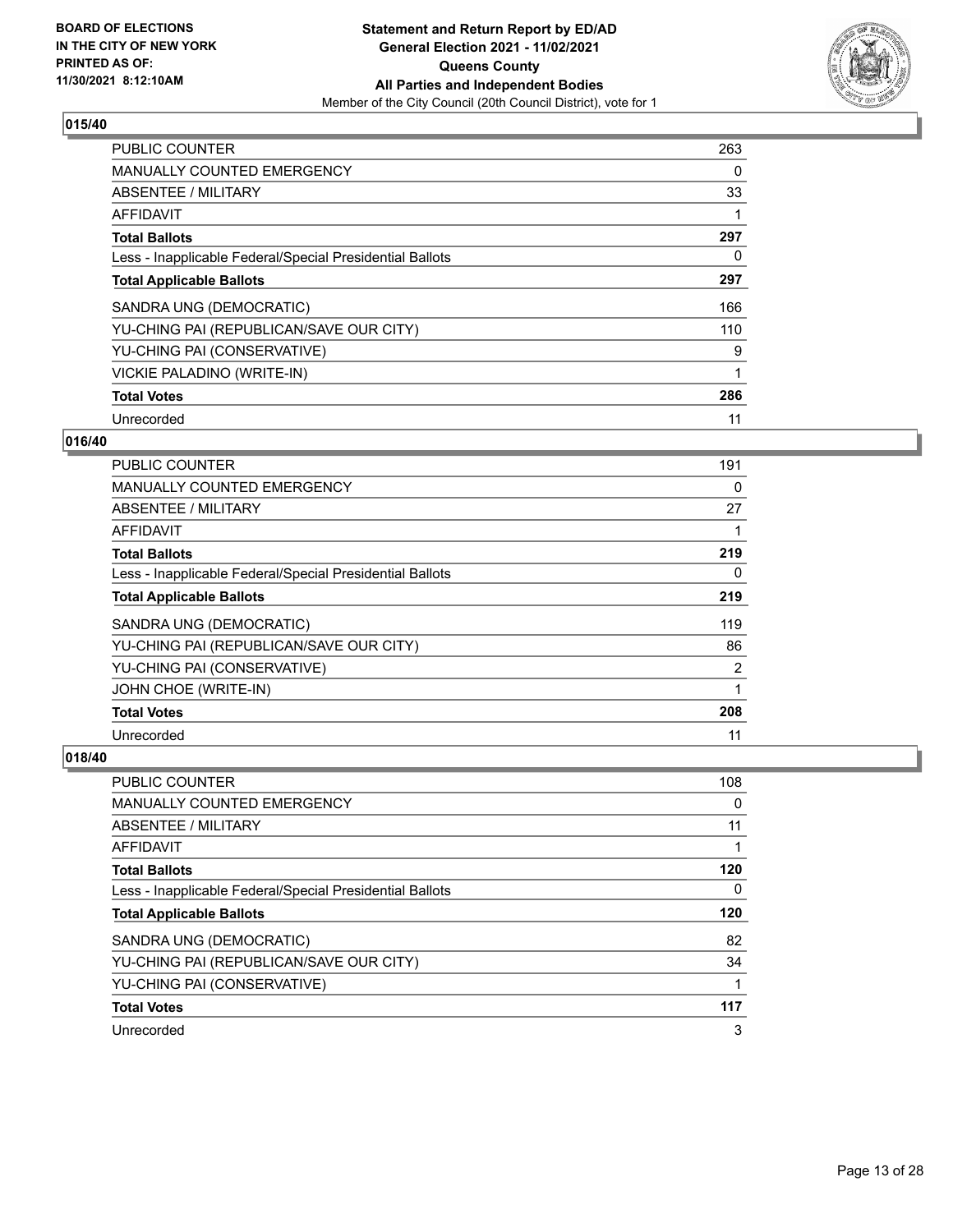**BOARD OF ELECTIONS IN THE CITY OF NEW YORK PRINTED AS OF: 11/30/2021 8:12:10AM**

**Statement and Return Report by ED/AD General Election 2021 - 11/02/2021 Queens County All Parties and Independent Bodies**

Member of the City Council (20th Council District), vote for 1

## 015/40

| | |
|---|---|
| PUBLIC COUNTER | 263 |
| MANUALLY COUNTED EMERGENCY | 0 |
| ABSENTEE / MILITARY | 33 |
| AFFIDAVIT | 1 |
| **Total Ballots** | **297** |
| Less - Inapplicable Federal/Special Presidential Ballots | 0 |
| **Total Applicable Ballots** | **297** |
| SANDRA UNG (DEMOCRATIC) | 166 |
| YU-CHING PAI (REPUBLICAN/SAVE OUR CITY) | 110 |
| YU-CHING PAI (CONSERVATIVE) | 9 |
| VICKIE PALADINO (WRITE-IN) | 1 |
| **Total Votes** | **286** |
| Unrecorded | 11 |

## 016/40

| | |
|---|---|
| PUBLIC COUNTER | 191 |
| MANUALLY COUNTED EMERGENCY | 0 |
| ABSENTEE / MILITARY | 27 |
| AFFIDAVIT | 1 |
| **Total Ballots** | **219** |
| Less - Inapplicable Federal/Special Presidential Ballots | 0 |
| **Total Applicable Ballots** | **219** |
| SANDRA UNG (DEMOCRATIC) | 119 |
| YU-CHING PAI (REPUBLICAN/SAVE OUR CITY) | 86 |
| YU-CHING PAI (CONSERVATIVE) | 2 |
| JOHN CHOE (WRITE-IN) | 1 |
| **Total Votes** | **208** |
| Unrecorded | 11 |

## 018/40

| | |
|---|---|
| PUBLIC COUNTER | 108 |
| MANUALLY COUNTED EMERGENCY | 0 |
| ABSENTEE / MILITARY | 11 |
| AFFIDAVIT | 1 |
| **Total Ballots** | **120** |
| Less - Inapplicable Federal/Special Presidential Ballots | 0 |
| **Total Applicable Ballots** | **120** |
| SANDRA UNG (DEMOCRATIC) | 82 |
| YU-CHING PAI (REPUBLICAN/SAVE OUR CITY) | 34 |
| YU-CHING PAI (CONSERVATIVE) | 1 |
| **Total Votes** | **117** |
| Unrecorded | 3 |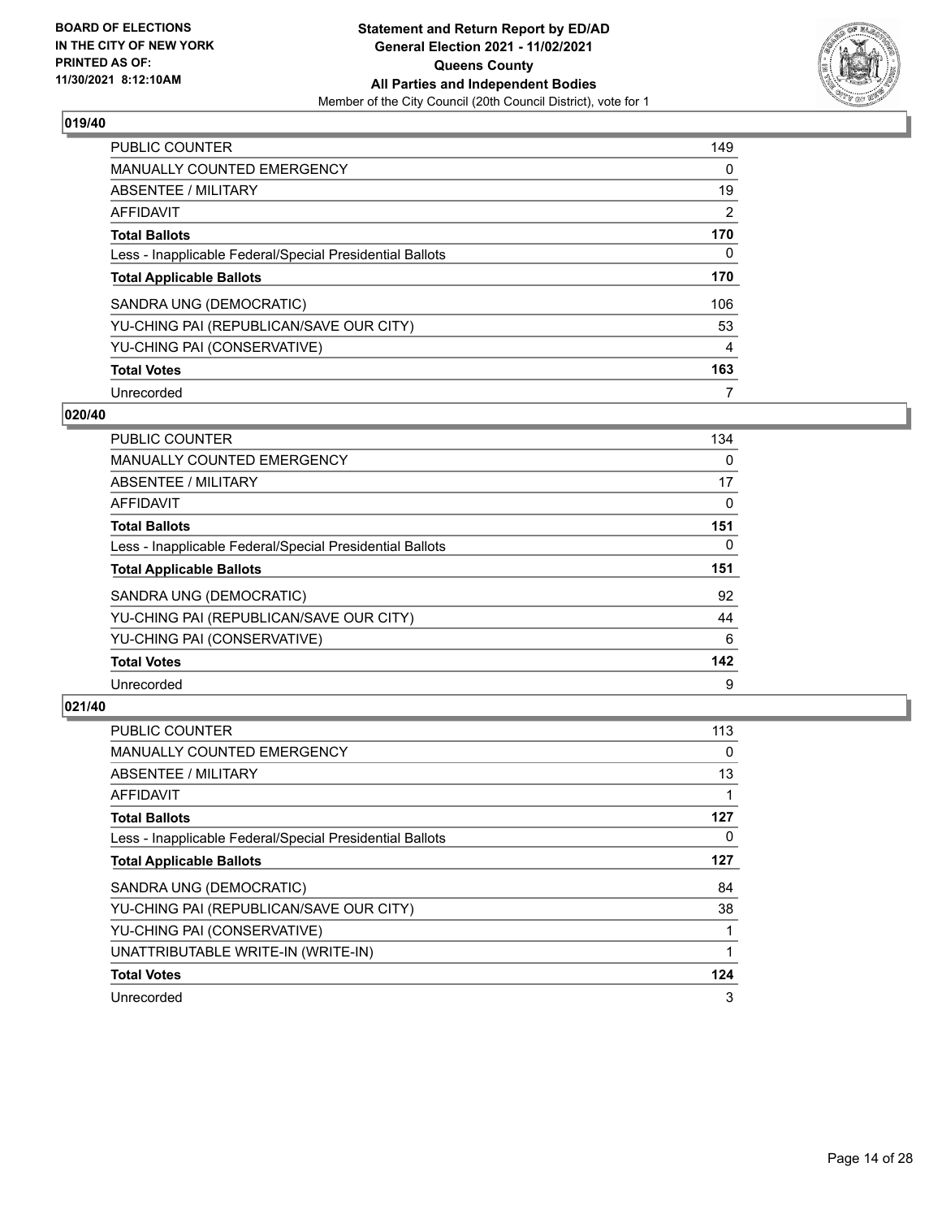**BOARD OF ELECTIONS IN THE CITY OF NEW YORK PRINTED AS OF: 11/30/2021 8:12:10AM**

**Statement and Return Report by ED/AD General Election 2021 - 11/02/2021 Queens County All Parties and Independent Bodies**
Member of the City Council (20th Council District), vote for 1

## 019/40

| | |
|---|---|
| PUBLIC COUNTER | 149 |
| MANUALLY COUNTED EMERGENCY | 0 |
| ABSENTEE / MILITARY | 19 |
| AFFIDAVIT | 2 |
| **Total Ballots** | **170** |
| Less - Inapplicable Federal/Special Presidential Ballots | 0 |
| **Total Applicable Ballots** | **170** |
| SANDRA UNG (DEMOCRATIC) | 106 |
| YU-CHING PAI (REPUBLICAN/SAVE OUR CITY) | 53 |
| YU-CHING PAI (CONSERVATIVE) | 4 |
| **Total Votes** | **163** |
| Unrecorded | 7 |

## 020/40

| | |
|---|---|
| PUBLIC COUNTER | 134 |
| MANUALLY COUNTED EMERGENCY | 0 |
| ABSENTEE / MILITARY | 17 |
| AFFIDAVIT | 0 |
| **Total Ballots** | **151** |
| Less - Inapplicable Federal/Special Presidential Ballots | 0 |
| **Total Applicable Ballots** | **151** |
| SANDRA UNG (DEMOCRATIC) | 92 |
| YU-CHING PAI (REPUBLICAN/SAVE OUR CITY) | 44 |
| YU-CHING PAI (CONSERVATIVE) | 6 |
| **Total Votes** | **142** |
| Unrecorded | 9 |

## 021/40

| | |
|---|---|
| PUBLIC COUNTER | 113 |
| MANUALLY COUNTED EMERGENCY | 0 |
| ABSENTEE / MILITARY | 13 |
| AFFIDAVIT | 1 |
| **Total Ballots** | **127** |
| Less - Inapplicable Federal/Special Presidential Ballots | 0 |
| **Total Applicable Ballots** | **127** |
| SANDRA UNG (DEMOCRATIC) | 84 |
| YU-CHING PAI (REPUBLICAN/SAVE OUR CITY) | 38 |
| YU-CHING PAI (CONSERVATIVE) | 1 |
| UNATTRIBUTABLE WRITE-IN (WRITE-IN) | 1 |
| **Total Votes** | **124** |
| Unrecorded | 3 |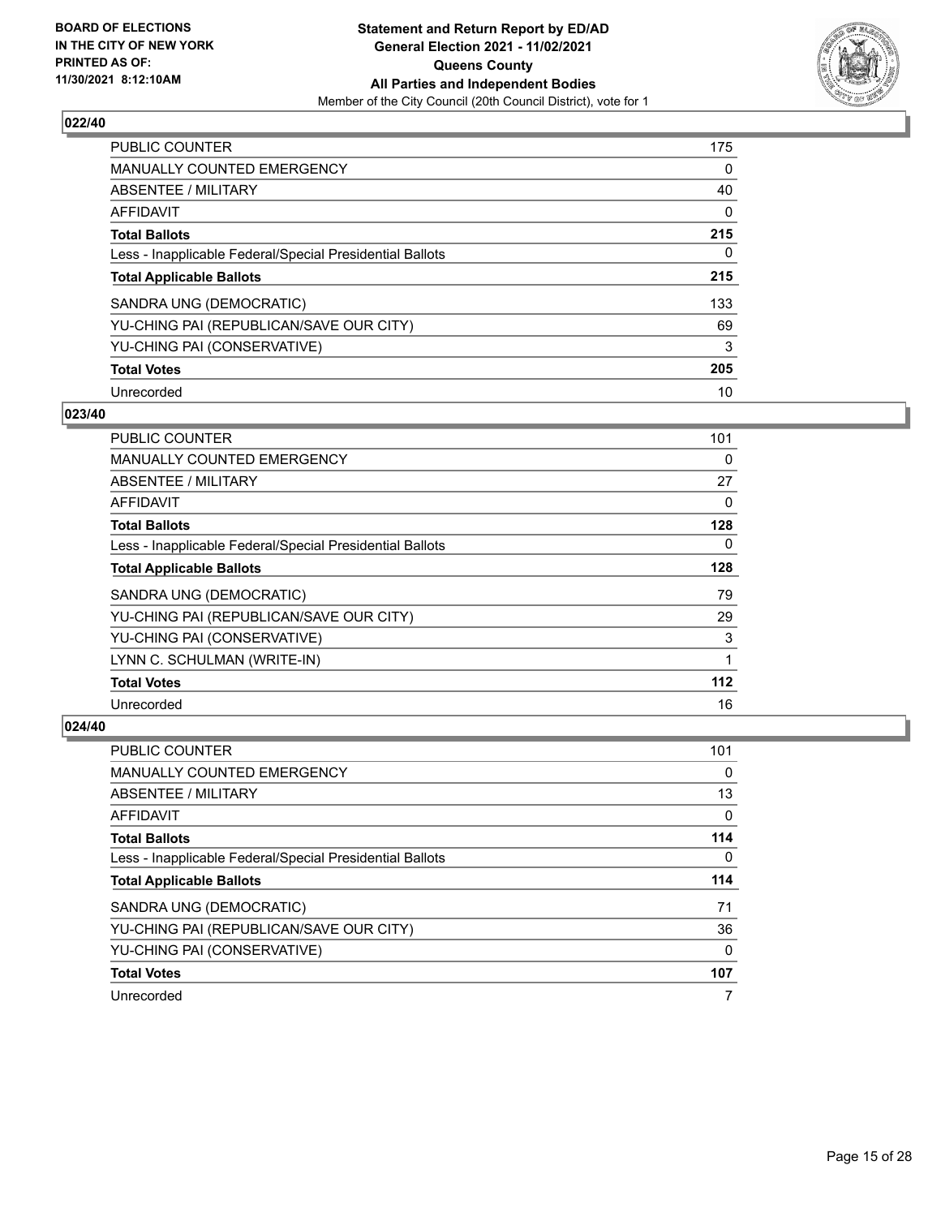## 022/40

| | |
|---|---|
| PUBLIC COUNTER | 175 |
| MANUALLY COUNTED EMERGENCY | 0 |
| ABSENTEE / MILITARY | 40 |
| AFFIDAVIT | 0 |
| **Total Ballots** | **215** |
| Less - Inapplicable Federal/Special Presidential Ballots | 0 |
| **Total Applicable Ballots** | **215** |
| SANDRA UNG (DEMOCRATIC) | 133 |
| YU-CHING PAI (REPUBLICAN/SAVE OUR CITY) | 69 |
| YU-CHING PAI (CONSERVATIVE) | 3 |
| **Total Votes** | **205** |
| Unrecorded | 10 |

## 023/40

| | |
|---|---|
| PUBLIC COUNTER | 101 |
| MANUALLY COUNTED EMERGENCY | 0 |
| ABSENTEE / MILITARY | 27 |
| AFFIDAVIT | 0 |
| **Total Ballots** | **128** |
| Less - Inapplicable Federal/Special Presidential Ballots | 0 |
| **Total Applicable Ballots** | **128** |
| SANDRA UNG (DEMOCRATIC) | 79 |
| YU-CHING PAI (REPUBLICAN/SAVE OUR CITY) | 29 |
| YU-CHING PAI (CONSERVATIVE) | 3 |
| LYNN C. SCHULMAN (WRITE-IN) | 1 |
| **Total Votes** | **112** |
| Unrecorded | 16 |

## 024/40

| | |
|---|---|
| PUBLIC COUNTER | 101 |
| MANUALLY COUNTED EMERGENCY | 0 |
| ABSENTEE / MILITARY | 13 |
| AFFIDAVIT | 0 |
| **Total Ballots** | **114** |
| Less - Inapplicable Federal/Special Presidential Ballots | 0 |
| **Total Applicable Ballots** | **114** |
| SANDRA UNG (DEMOCRATIC) | 71 |
| YU-CHING PAI (REPUBLICAN/SAVE OUR CITY) | 36 |
| YU-CHING PAI (CONSERVATIVE) | 0 |
| **Total Votes** | **107** |
| Unrecorded | 7 |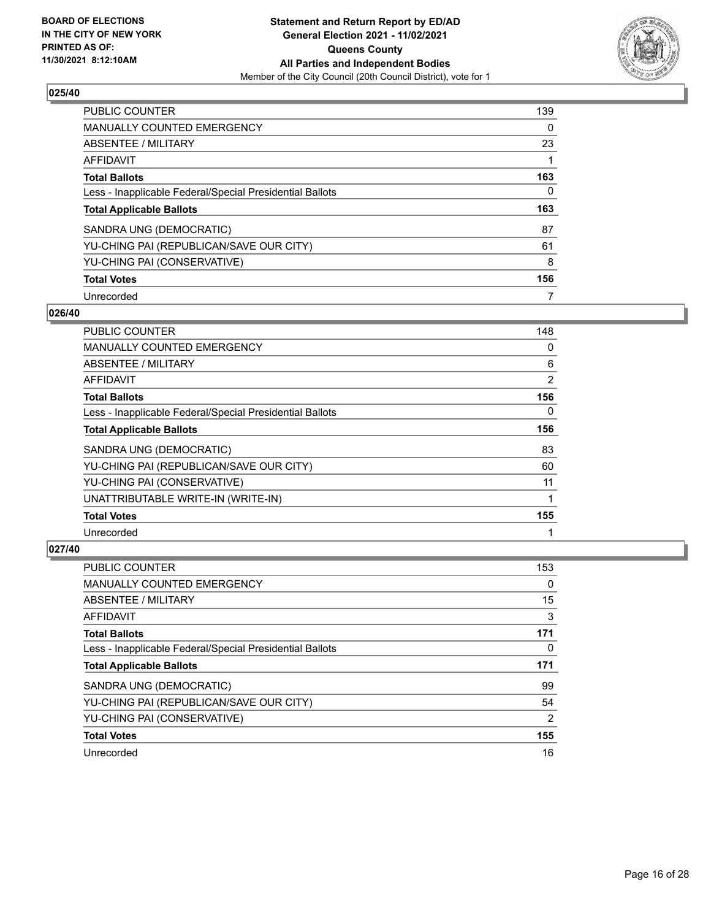**BOARD OF ELECTIONS IN THE CITY OF NEW YORK PRINTED AS OF: 11/30/2021 8:12:10AM**

**Statement and Return Report by ED/AD General Election 2021 - 11/02/2021 Queens County All Parties and Independent Bodies**

Member of the City Council (20th Council District), vote for 1

### 025/40

| | |
|---|---|
| PUBLIC COUNTER | 139 |
| MANUALLY COUNTED EMERGENCY | 0 |
| ABSENTEE / MILITARY | 23 |
| AFFIDAVIT | 1 |
| **Total Ballots** | **163** |
| Less - Inapplicable Federal/Special Presidential Ballots | 0 |
| **Total Applicable Ballots** | **163** |
| SANDRA UNG (DEMOCRATIC) | 87 |
| YU-CHING PAI (REPUBLICAN/SAVE OUR CITY) | 61 |
| YU-CHING PAI (CONSERVATIVE) | 8 |
| **Total Votes** | **156** |
| Unrecorded | 7 |

### 026/40

| | |
|---|---|
| PUBLIC COUNTER | 148 |
| MANUALLY COUNTED EMERGENCY | 0 |
| ABSENTEE / MILITARY | 6 |
| AFFIDAVIT | 2 |
| **Total Ballots** | **156** |
| Less - Inapplicable Federal/Special Presidential Ballots | 0 |
| **Total Applicable Ballots** | **156** |
| SANDRA UNG (DEMOCRATIC) | 83 |
| YU-CHING PAI (REPUBLICAN/SAVE OUR CITY) | 60 |
| YU-CHING PAI (CONSERVATIVE) | 11 |
| UNATTRIBUTABLE WRITE-IN (WRITE-IN) | 1 |
| **Total Votes** | **155** |
| Unrecorded | 1 |

### 027/40

| | |
|---|---|
| PUBLIC COUNTER | 153 |
| MANUALLY COUNTED EMERGENCY | 0 |
| ABSENTEE / MILITARY | 15 |
| AFFIDAVIT | 3 |
| **Total Ballots** | **171** |
| Less - Inapplicable Federal/Special Presidential Ballots | 0 |
| **Total Applicable Ballots** | **171** |
| SANDRA UNG (DEMOCRATIC) | 99 |
| YU-CHING PAI (REPUBLICAN/SAVE OUR CITY) | 54 |
| YU-CHING PAI (CONSERVATIVE) | 2 |
| **Total Votes** | **155** |
| Unrecorded | 16 |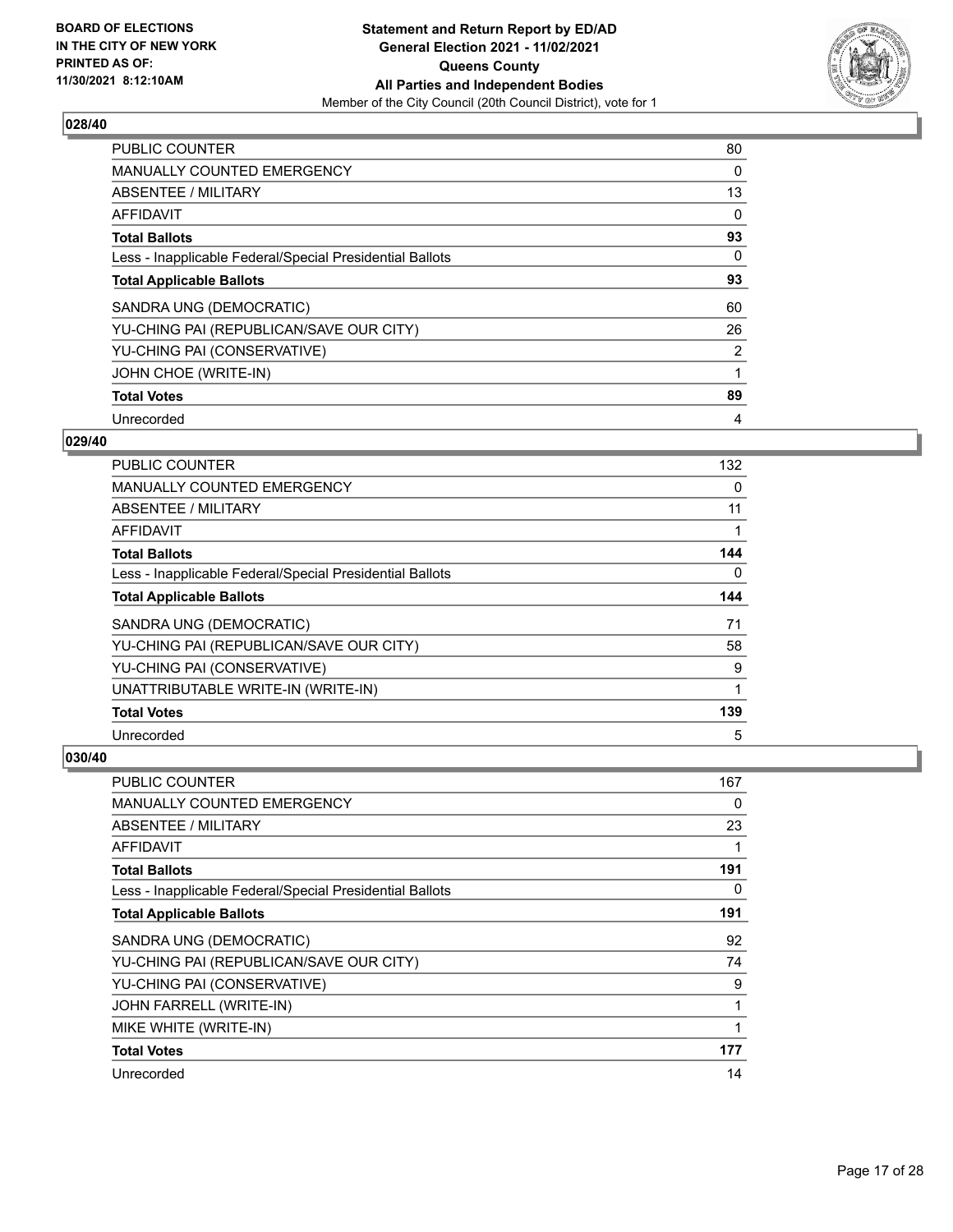**Statement and Return Report by ED/AD**
**General Election 2021 - 11/02/2021**
**Queens County**
**All Parties and Independent Bodies**
Member of the City Council (20th Council District), vote for 1

BOARD OF ELECTIONS IN THE CITY OF NEW YORK PRINTED AS OF: 11/30/2021 8:12:10AM

### 028/40

| | |
|---|---|
| PUBLIC COUNTER | 80 |
| MANUALLY COUNTED EMERGENCY | 0 |
| ABSENTEE / MILITARY | 13 |
| AFFIDAVIT | 0 |
| **Total Ballots** | **93** |
| Less - Inapplicable Federal/Special Presidential Ballots | 0 |
| **Total Applicable Ballots** | **93** |
| SANDRA UNG (DEMOCRATIC) | 60 |
| YU-CHING PAI (REPUBLICAN/SAVE OUR CITY) | 26 |
| YU-CHING PAI (CONSERVATIVE) | 2 |
| JOHN CHOE (WRITE-IN) | 1 |
| **Total Votes** | **89** |
| Unrecorded | 4 |

### 029/40

| | |
|---|---|
| PUBLIC COUNTER | 132 |
| MANUALLY COUNTED EMERGENCY | 0 |
| ABSENTEE / MILITARY | 11 |
| AFFIDAVIT | 1 |
| **Total Ballots** | **144** |
| Less - Inapplicable Federal/Special Presidential Ballots | 0 |
| **Total Applicable Ballots** | **144** |
| SANDRA UNG (DEMOCRATIC) | 71 |
| YU-CHING PAI (REPUBLICAN/SAVE OUR CITY) | 58 |
| YU-CHING PAI (CONSERVATIVE) | 9 |
| UNATTRIBUTABLE WRITE-IN (WRITE-IN) | 1 |
| **Total Votes** | **139** |
| Unrecorded | 5 |

### 030/40

| | |
|---|---|
| PUBLIC COUNTER | 167 |
| MANUALLY COUNTED EMERGENCY | 0 |
| ABSENTEE / MILITARY | 23 |
| AFFIDAVIT | 1 |
| **Total Ballots** | **191** |
| Less - Inapplicable Federal/Special Presidential Ballots | 0 |
| **Total Applicable Ballots** | **191** |
| SANDRA UNG (DEMOCRATIC) | 92 |
| YU-CHING PAI (REPUBLICAN/SAVE OUR CITY) | 74 |
| YU-CHING PAI (CONSERVATIVE) | 9 |
| JOHN FARRELL (WRITE-IN) | 1 |
| MIKE WHITE (WRITE-IN) | 1 |
| **Total Votes** | **177** |
| Unrecorded | 14 |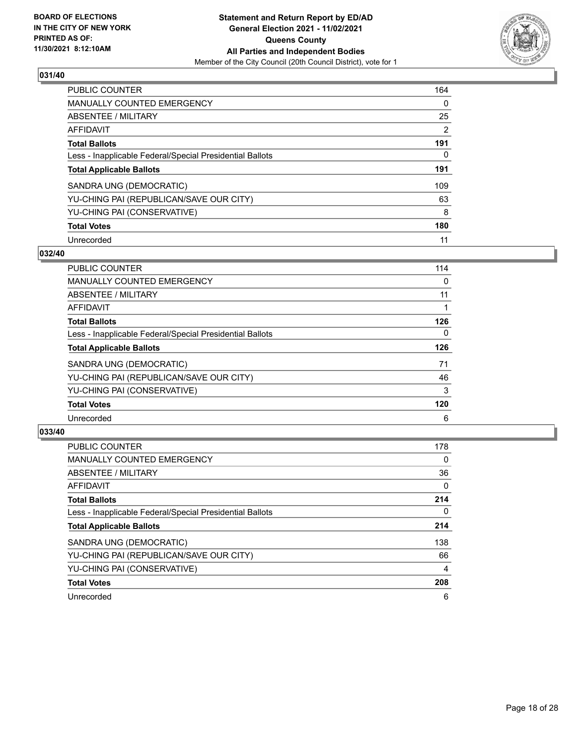**BOARD OF ELECTIONS IN THE CITY OF NEW YORK PRINTED AS OF: 11/30/2021 8:12:10AM**

**Statement and Return Report by ED/AD General Election 2021 - 11/02/2021 Queens County All Parties and Independent Bodies**

Member of the City Council (20th Council District), vote for 1

### 031/40

| | |
|---|---|
| PUBLIC COUNTER | 164 |
| MANUALLY COUNTED EMERGENCY | 0 |
| ABSENTEE / MILITARY | 25 |
| AFFIDAVIT | 2 |
| **Total Ballots** | **191** |
| Less - Inapplicable Federal/Special Presidential Ballots | 0 |
| **Total Applicable Ballots** | **191** |
| SANDRA UNG (DEMOCRATIC) | 109 |
| YU-CHING PAI (REPUBLICAN/SAVE OUR CITY) | 63 |
| YU-CHING PAI (CONSERVATIVE) | 8 |
| **Total Votes** | **180** |
| Unrecorded | 11 |

### 032/40

| | |
|---|---|
| PUBLIC COUNTER | 114 |
| MANUALLY COUNTED EMERGENCY | 0 |
| ABSENTEE / MILITARY | 11 |
| AFFIDAVIT | 1 |
| **Total Ballots** | **126** |
| Less - Inapplicable Federal/Special Presidential Ballots | 0 |
| **Total Applicable Ballots** | **126** |
| SANDRA UNG (DEMOCRATIC) | 71 |
| YU-CHING PAI (REPUBLICAN/SAVE OUR CITY) | 46 |
| YU-CHING PAI (CONSERVATIVE) | 3 |
| **Total Votes** | **120** |
| Unrecorded | 6 |

### 033/40

| | |
|---|---|
| PUBLIC COUNTER | 178 |
| MANUALLY COUNTED EMERGENCY | 0 |
| ABSENTEE / MILITARY | 36 |
| AFFIDAVIT | 0 |
| **Total Ballots** | **214** |
| Less - Inapplicable Federal/Special Presidential Ballots | 0 |
| **Total Applicable Ballots** | **214** |
| SANDRA UNG (DEMOCRATIC) | 138 |
| YU-CHING PAI (REPUBLICAN/SAVE OUR CITY) | 66 |
| YU-CHING PAI (CONSERVATIVE) | 4 |
| **Total Votes** | **208** |
| Unrecorded | 6 |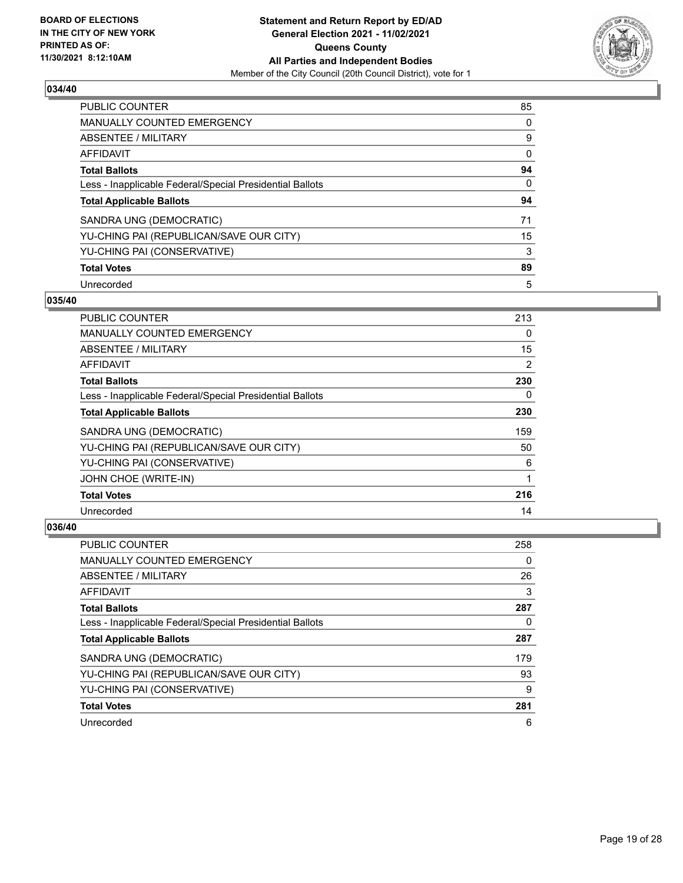### 034/40

| | |
|---|---|
| PUBLIC COUNTER | 85 |
| MANUALLY COUNTED EMERGENCY | 0 |
| ABSENTEE / MILITARY | 9 |
| AFFIDAVIT | 0 |
| **Total Ballots** | **94** |
| Less - Inapplicable Federal/Special Presidential Ballots | 0 |
| **Total Applicable Ballots** | **94** |
| SANDRA UNG (DEMOCRATIC) | 71 |
| YU-CHING PAI (REPUBLICAN/SAVE OUR CITY) | 15 |
| YU-CHING PAI (CONSERVATIVE) | 3 |
| **Total Votes** | **89** |
| Unrecorded | 5 |

### 035/40

| | |
|---|---|
| PUBLIC COUNTER | 213 |
| MANUALLY COUNTED EMERGENCY | 0 |
| ABSENTEE / MILITARY | 15 |
| AFFIDAVIT | 2 |
| **Total Ballots** | **230** |
| Less - Inapplicable Federal/Special Presidential Ballots | 0 |
| **Total Applicable Ballots** | **230** |
| SANDRA UNG (DEMOCRATIC) | 159 |
| YU-CHING PAI (REPUBLICAN/SAVE OUR CITY) | 50 |
| YU-CHING PAI (CONSERVATIVE) | 6 |
| JOHN CHOE (WRITE-IN) | 1 |
| **Total Votes** | **216** |
| Unrecorded | 14 |

### 036/40

| | |
|---|---|
| PUBLIC COUNTER | 258 |
| MANUALLY COUNTED EMERGENCY | 0 |
| ABSENTEE / MILITARY | 26 |
| AFFIDAVIT | 3 |
| **Total Ballots** | **287** |
| Less - Inapplicable Federal/Special Presidential Ballots | 0 |
| **Total Applicable Ballots** | **287** |
| SANDRA UNG (DEMOCRATIC) | 179 |
| YU-CHING PAI (REPUBLICAN/SAVE OUR CITY) | 93 |
| YU-CHING PAI (CONSERVATIVE) | 9 |
| **Total Votes** | **281** |
| Unrecorded | 6 |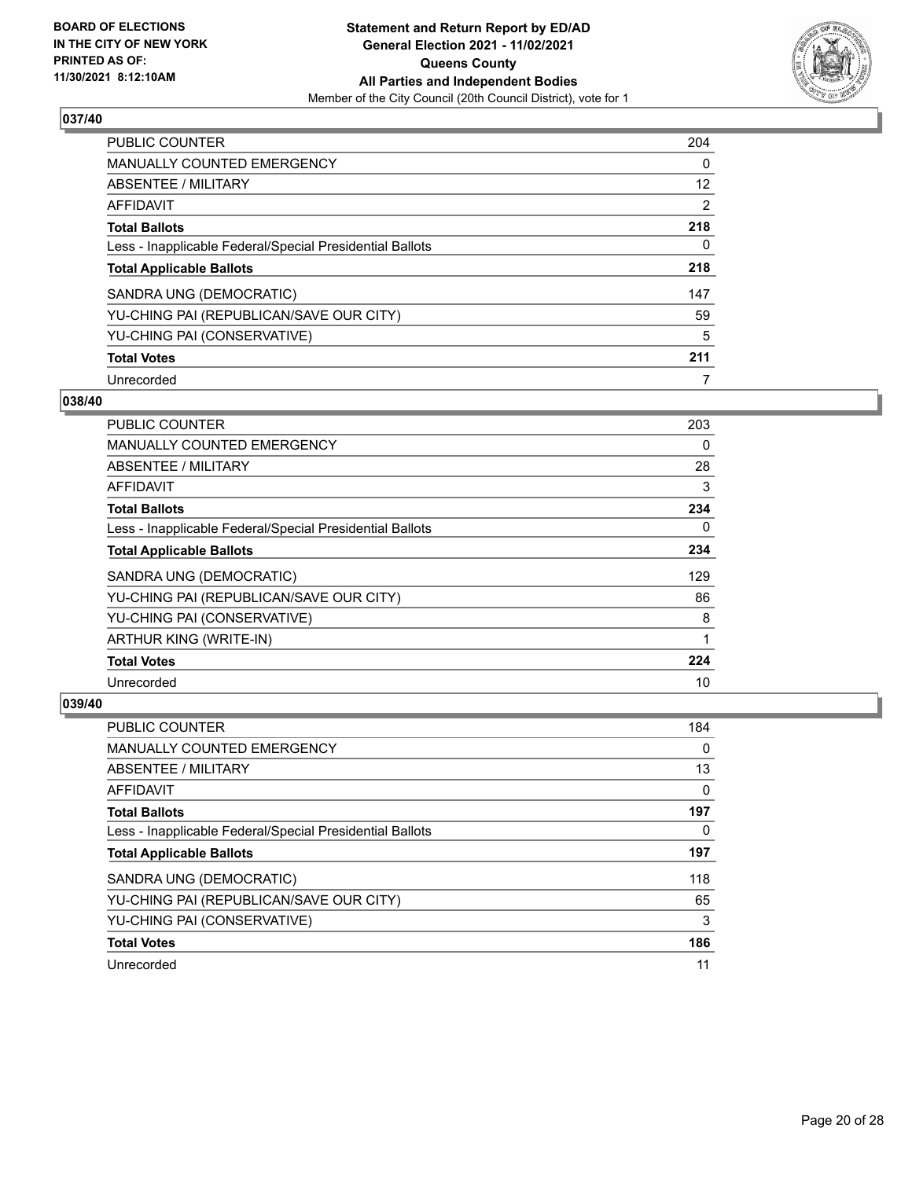**BOARD OF ELECTIONS IN THE CITY OF NEW YORK PRINTED AS OF: 11/30/2021 8:12:10AM**

**Statement and Return Report by ED/AD General Election 2021 - 11/02/2021 Queens County All Parties and Independent Bodies**

Member of the City Council (20th Council District), vote for 1

## 037/40

| | |
|---|---|
| PUBLIC COUNTER | 204 |
| MANUALLY COUNTED EMERGENCY | 0 |
| ABSENTEE / MILITARY | 12 |
| AFFIDAVIT | 2 |
| **Total Ballots** | **218** |
| Less - Inapplicable Federal/Special Presidential Ballots | 0 |
| **Total Applicable Ballots** | **218** |
| SANDRA UNG (DEMOCRATIC) | 147 |
| YU-CHING PAI (REPUBLICAN/SAVE OUR CITY) | 59 |
| YU-CHING PAI (CONSERVATIVE) | 5 |
| **Total Votes** | **211** |
| Unrecorded | 7 |

## 038/40

| | |
|---|---|
| PUBLIC COUNTER | 203 |
| MANUALLY COUNTED EMERGENCY | 0 |
| ABSENTEE / MILITARY | 28 |
| AFFIDAVIT | 3 |
| **Total Ballots** | **234** |
| Less - Inapplicable Federal/Special Presidential Ballots | 0 |
| **Total Applicable Ballots** | **234** |
| SANDRA UNG (DEMOCRATIC) | 129 |
| YU-CHING PAI (REPUBLICAN/SAVE OUR CITY) | 86 |
| YU-CHING PAI (CONSERVATIVE) | 8 |
| ARTHUR KING (WRITE-IN) | 1 |
| **Total Votes** | **224** |
| Unrecorded | 10 |

## 039/40

| | |
|---|---|
| PUBLIC COUNTER | 184 |
| MANUALLY COUNTED EMERGENCY | 0 |
| ABSENTEE / MILITARY | 13 |
| AFFIDAVIT | 0 |
| **Total Ballots** | **197** |
| Less - Inapplicable Federal/Special Presidential Ballots | 0 |
| **Total Applicable Ballots** | **197** |
| SANDRA UNG (DEMOCRATIC) | 118 |
| YU-CHING PAI (REPUBLICAN/SAVE OUR CITY) | 65 |
| YU-CHING PAI (CONSERVATIVE) | 3 |
| **Total Votes** | **186** |
| Unrecorded | 11 |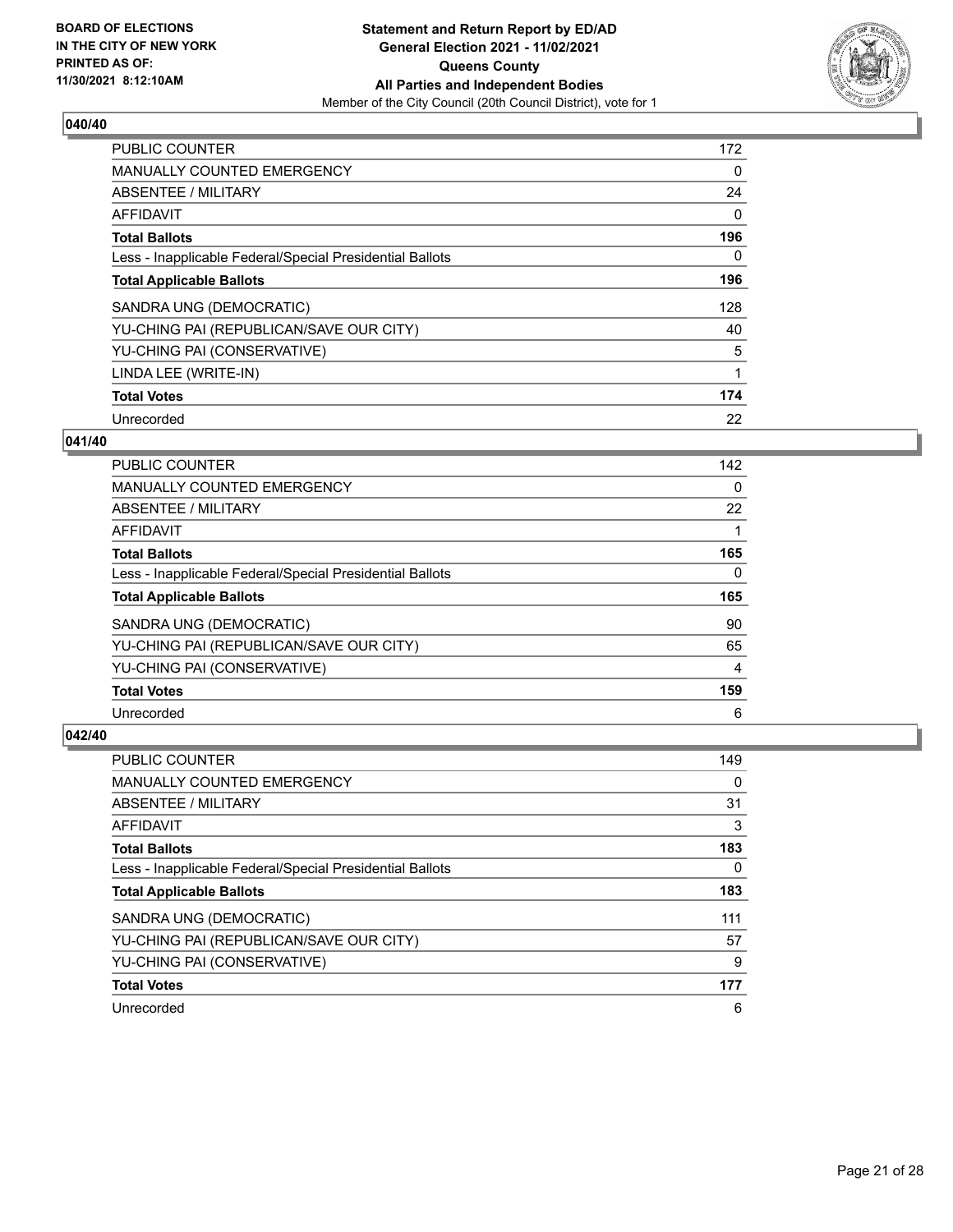**BOARD OF ELECTIONS IN THE CITY OF NEW YORK PRINTED AS OF: 11/30/2021 8:12:10AM**

**Statement and Return Report by ED/AD General Election 2021 - 11/02/2021 Queens County All Parties and Independent Bodies**
Member of the City Council (20th Council District), vote for 1

## 040/40

| | |
|---|---|
| PUBLIC COUNTER | 172 |
| MANUALLY COUNTED EMERGENCY | 0 |
| ABSENTEE / MILITARY | 24 |
| AFFIDAVIT | 0 |
| **Total Ballots** | **196** |
| Less - Inapplicable Federal/Special Presidential Ballots | 0 |
| **Total Applicable Ballots** | **196** |
| SANDRA UNG (DEMOCRATIC) | 128 |
| YU-CHING PAI (REPUBLICAN/SAVE OUR CITY) | 40 |
| YU-CHING PAI (CONSERVATIVE) | 5 |
| LINDA LEE (WRITE-IN) | 1 |
| **Total Votes** | **174** |
| Unrecorded | 22 |

## 041/40

| | |
|---|---|
| PUBLIC COUNTER | 142 |
| MANUALLY COUNTED EMERGENCY | 0 |
| ABSENTEE / MILITARY | 22 |
| AFFIDAVIT | 1 |
| **Total Ballots** | **165** |
| Less - Inapplicable Federal/Special Presidential Ballots | 0 |
| **Total Applicable Ballots** | **165** |
| SANDRA UNG (DEMOCRATIC) | 90 |
| YU-CHING PAI (REPUBLICAN/SAVE OUR CITY) | 65 |
| YU-CHING PAI (CONSERVATIVE) | 4 |
| **Total Votes** | **159** |
| Unrecorded | 6 |

## 042/40

| | |
|---|---|
| PUBLIC COUNTER | 149 |
| MANUALLY COUNTED EMERGENCY | 0 |
| ABSENTEE / MILITARY | 31 |
| AFFIDAVIT | 3 |
| **Total Ballots** | **183** |
| Less - Inapplicable Federal/Special Presidential Ballots | 0 |
| **Total Applicable Ballots** | **183** |
| SANDRA UNG (DEMOCRATIC) | 111 |
| YU-CHING PAI (REPUBLICAN/SAVE OUR CITY) | 57 |
| YU-CHING PAI (CONSERVATIVE) | 9 |
| **Total Votes** | **177** |
| Unrecorded | 6 |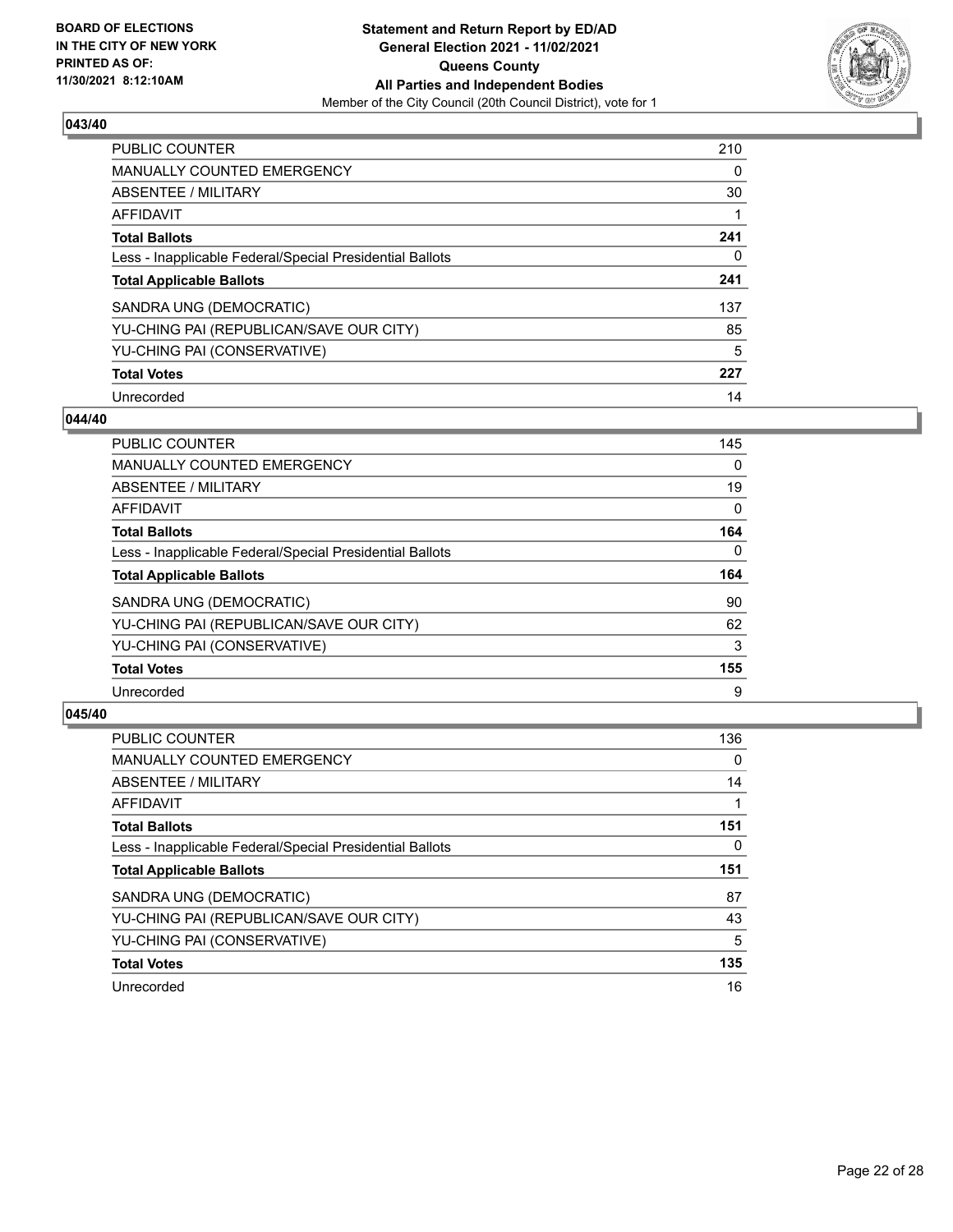### 043/40

| | |
|---|---|
| PUBLIC COUNTER | 210 |
| MANUALLY COUNTED EMERGENCY | 0 |
| ABSENTEE / MILITARY | 30 |
| AFFIDAVIT | 1 |
| **Total Ballots** | **241** |
| Less - Inapplicable Federal/Special Presidential Ballots | 0 |
| **Total Applicable Ballots** | **241** |
| SANDRA UNG (DEMOCRATIC) | 137 |
| YU-CHING PAI (REPUBLICAN/SAVE OUR CITY) | 85 |
| YU-CHING PAI (CONSERVATIVE) | 5 |
| **Total Votes** | **227** |
| Unrecorded | 14 |

### 044/40

| | |
|---|---|
| PUBLIC COUNTER | 145 |
| MANUALLY COUNTED EMERGENCY | 0 |
| ABSENTEE / MILITARY | 19 |
| AFFIDAVIT | 0 |
| **Total Ballots** | **164** |
| Less - Inapplicable Federal/Special Presidential Ballots | 0 |
| **Total Applicable Ballots** | **164** |
| SANDRA UNG (DEMOCRATIC) | 90 |
| YU-CHING PAI (REPUBLICAN/SAVE OUR CITY) | 62 |
| YU-CHING PAI (CONSERVATIVE) | 3 |
| **Total Votes** | **155** |
| Unrecorded | 9 |

### 045/40

| | |
|---|---|
| PUBLIC COUNTER | 136 |
| MANUALLY COUNTED EMERGENCY | 0 |
| ABSENTEE / MILITARY | 14 |
| AFFIDAVIT | 1 |
| **Total Ballots** | **151** |
| Less - Inapplicable Federal/Special Presidential Ballots | 0 |
| **Total Applicable Ballots** | **151** |
| SANDRA UNG (DEMOCRATIC) | 87 |
| YU-CHING PAI (REPUBLICAN/SAVE OUR CITY) | 43 |
| YU-CHING PAI (CONSERVATIVE) | 5 |
| **Total Votes** | **135** |
| Unrecorded | 16 |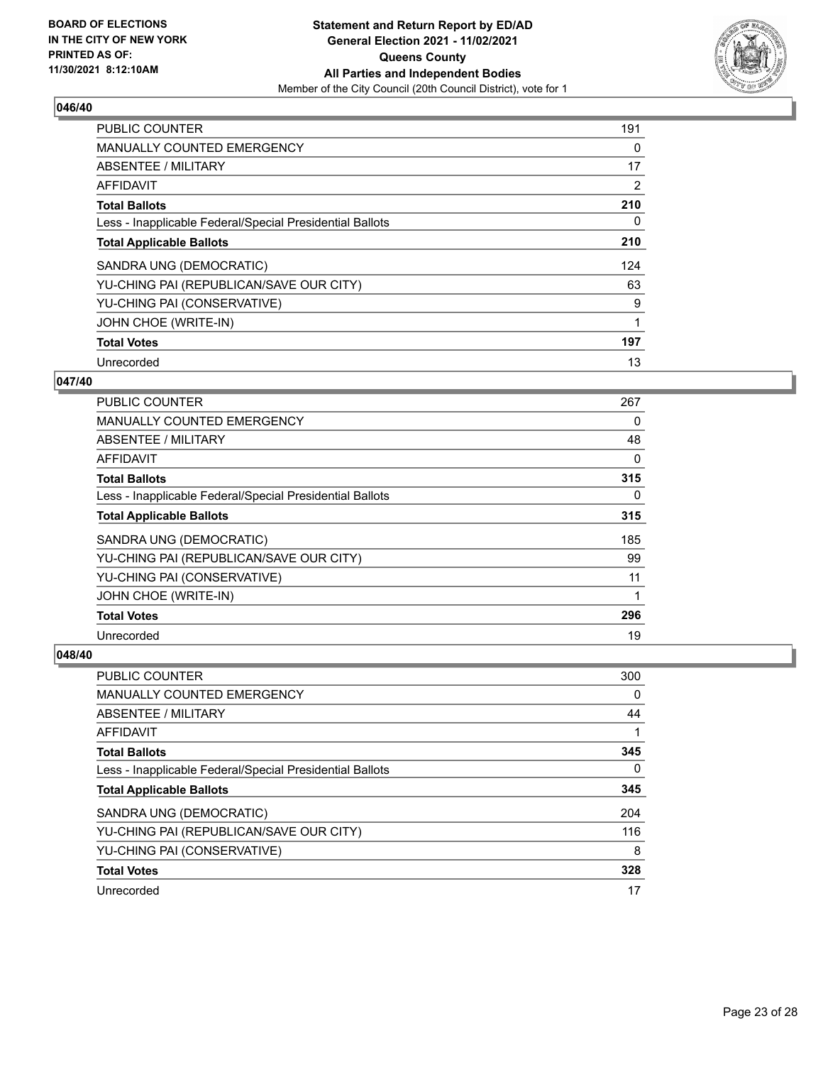**046/40**

| | |
|---|---|
| PUBLIC COUNTER | 191 |
| MANUALLY COUNTED EMERGENCY | 0 |
| ABSENTEE / MILITARY | 17 |
| AFFIDAVIT | 2 |
| **Total Ballots** | **210** |
| Less - Inapplicable Federal/Special Presidential Ballots | 0 |
| **Total Applicable Ballots** | **210** |
| SANDRA UNG (DEMOCRATIC) | 124 |
| YU-CHING PAI (REPUBLICAN/SAVE OUR CITY) | 63 |
| YU-CHING PAI (CONSERVATIVE) | 9 |
| JOHN CHOE (WRITE-IN) | 1 |
| **Total Votes** | **197** |
| Unrecorded | 13 |

**047/40**

| | |
|---|---|
| PUBLIC COUNTER | 267 |
| MANUALLY COUNTED EMERGENCY | 0 |
| ABSENTEE / MILITARY | 48 |
| AFFIDAVIT | 0 |
| **Total Ballots** | **315** |
| Less - Inapplicable Federal/Special Presidential Ballots | 0 |
| **Total Applicable Ballots** | **315** |
| SANDRA UNG (DEMOCRATIC) | 185 |
| YU-CHING PAI (REPUBLICAN/SAVE OUR CITY) | 99 |
| YU-CHING PAI (CONSERVATIVE) | 11 |
| JOHN CHOE (WRITE-IN) | 1 |
| **Total Votes** | **296** |
| Unrecorded | 19 |

**048/40**

| | |
|---|---|
| PUBLIC COUNTER | 300 |
| MANUALLY COUNTED EMERGENCY | 0 |
| ABSENTEE / MILITARY | 44 |
| AFFIDAVIT | 1 |
| **Total Ballots** | **345** |
| Less - Inapplicable Federal/Special Presidential Ballots | 0 |
| **Total Applicable Ballots** | **345** |
| SANDRA UNG (DEMOCRATIC) | 204 |
| YU-CHING PAI (REPUBLICAN/SAVE OUR CITY) | 116 |
| YU-CHING PAI (CONSERVATIVE) | 8 |
| **Total Votes** | **328** |
| Unrecorded | 17 |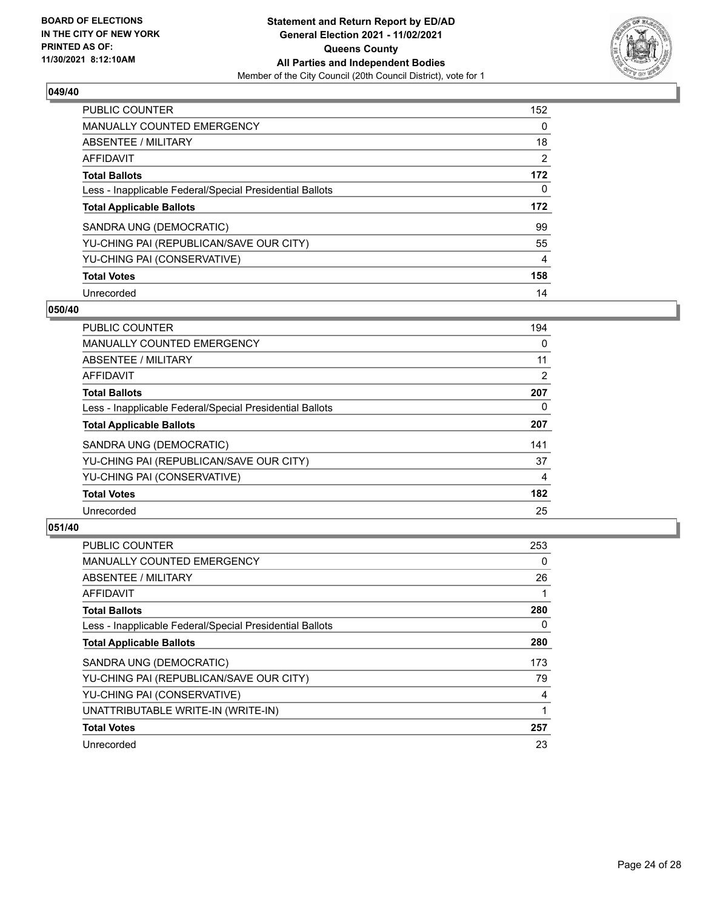**BOARD OF ELECTIONS IN THE CITY OF NEW YORK PRINTED AS OF: 11/30/2021 8:12:10AM**

**Statement and Return Report by ED/AD General Election 2021 - 11/02/2021 Queens County All Parties and Independent Bodies**

Member of the City Council (20th Council District), vote for 1

### 049/40

| | |
|---|---|
| PUBLIC COUNTER | 152 |
| MANUALLY COUNTED EMERGENCY | 0 |
| ABSENTEE / MILITARY | 18 |
| AFFIDAVIT | 2 |
| **Total Ballots** | **172** |
| Less - Inapplicable Federal/Special Presidential Ballots | 0 |
| **Total Applicable Ballots** | **172** |
| SANDRA UNG (DEMOCRATIC) | 99 |
| YU-CHING PAI (REPUBLICAN/SAVE OUR CITY) | 55 |
| YU-CHING PAI (CONSERVATIVE) | 4 |
| **Total Votes** | **158** |
| Unrecorded | 14 |

### 050/40

| | |
|---|---|
| PUBLIC COUNTER | 194 |
| MANUALLY COUNTED EMERGENCY | 0 |
| ABSENTEE / MILITARY | 11 |
| AFFIDAVIT | 2 |
| **Total Ballots** | **207** |
| Less - Inapplicable Federal/Special Presidential Ballots | 0 |
| **Total Applicable Ballots** | **207** |
| SANDRA UNG (DEMOCRATIC) | 141 |
| YU-CHING PAI (REPUBLICAN/SAVE OUR CITY) | 37 |
| YU-CHING PAI (CONSERVATIVE) | 4 |
| **Total Votes** | **182** |
| Unrecorded | 25 |

### 051/40

| | |
|---|---|
| PUBLIC COUNTER | 253 |
| MANUALLY COUNTED EMERGENCY | 0 |
| ABSENTEE / MILITARY | 26 |
| AFFIDAVIT | 1 |
| **Total Ballots** | **280** |
| Less - Inapplicable Federal/Special Presidential Ballots | 0 |
| **Total Applicable Ballots** | **280** |
| SANDRA UNG (DEMOCRATIC) | 173 |
| YU-CHING PAI (REPUBLICAN/SAVE OUR CITY) | 79 |
| YU-CHING PAI (CONSERVATIVE) | 4 |
| UNATTRIBUTABLE WRITE-IN (WRITE-IN) | 1 |
| **Total Votes** | **257** |
| Unrecorded | 23 |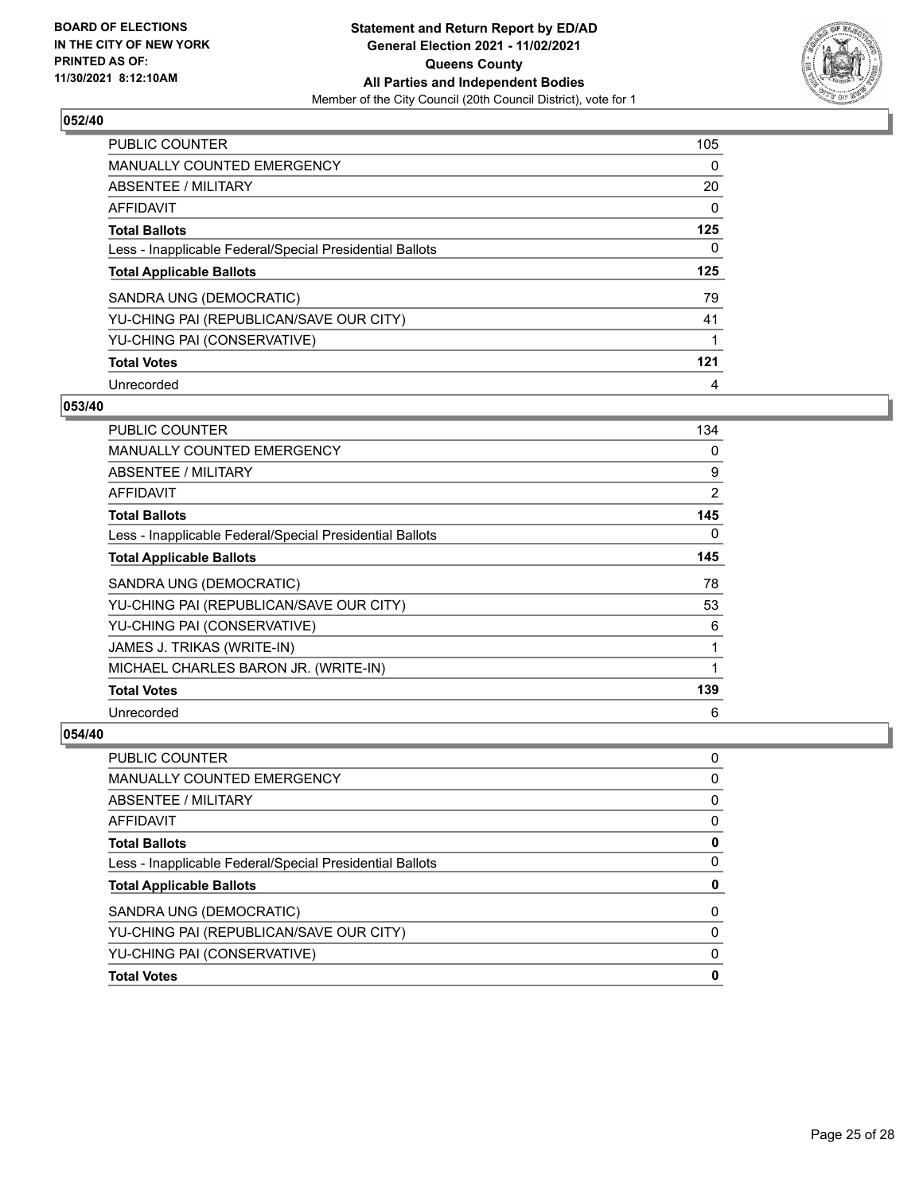### 052/40

| | |
|---|---|
| PUBLIC COUNTER | 105 |
| MANUALLY COUNTED EMERGENCY | 0 |
| ABSENTEE / MILITARY | 20 |
| AFFIDAVIT | 0 |
| **Total Ballots** | **125** |
| Less - Inapplicable Federal/Special Presidential Ballots | 0 |
| **Total Applicable Ballots** | **125** |
| SANDRA UNG (DEMOCRATIC) | 79 |
| YU-CHING PAI (REPUBLICAN/SAVE OUR CITY) | 41 |
| YU-CHING PAI (CONSERVATIVE) | 1 |
| **Total Votes** | **121** |
| Unrecorded | 4 |

### 053/40

| | |
|---|---|
| PUBLIC COUNTER | 134 |
| MANUALLY COUNTED EMERGENCY | 0 |
| ABSENTEE / MILITARY | 9 |
| AFFIDAVIT | 2 |
| **Total Ballots** | **145** |
| Less - Inapplicable Federal/Special Presidential Ballots | 0 |
| **Total Applicable Ballots** | **145** |
| SANDRA UNG (DEMOCRATIC) | 78 |
| YU-CHING PAI (REPUBLICAN/SAVE OUR CITY) | 53 |
| YU-CHING PAI (CONSERVATIVE) | 6 |
| JAMES J. TRIKAS (WRITE-IN) | 1 |
| MICHAEL CHARLES BARON JR. (WRITE-IN) | 1 |
| **Total Votes** | **139** |
| Unrecorded | 6 |

### 054/40

| | |
|---|---|
| PUBLIC COUNTER | 0 |
| MANUALLY COUNTED EMERGENCY | 0 |
| ABSENTEE / MILITARY | 0 |
| AFFIDAVIT | 0 |
| **Total Ballots** | **0** |
| Less - Inapplicable Federal/Special Presidential Ballots | 0 |
| **Total Applicable Ballots** | **0** |
| SANDRA UNG (DEMOCRATIC) | 0 |
| YU-CHING PAI (REPUBLICAN/SAVE OUR CITY) | 0 |
| YU-CHING PAI (CONSERVATIVE) | 0 |
| **Total Votes** | **0** |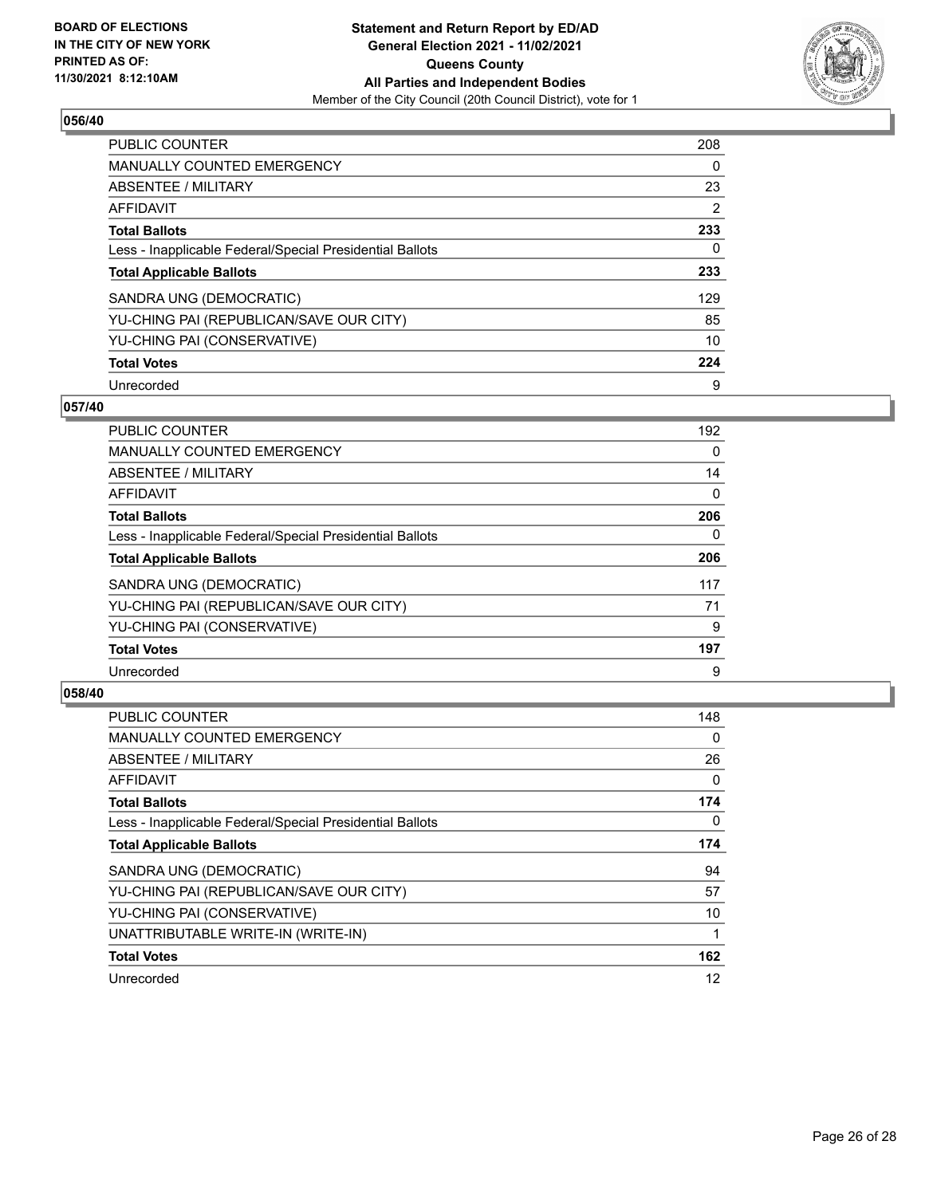## 056/40

| | |
|---|---|
| PUBLIC COUNTER | 208 |
| MANUALLY COUNTED EMERGENCY | 0 |
| ABSENTEE / MILITARY | 23 |
| AFFIDAVIT | 2 |
| **Total Ballots** | **233** |
| Less - Inapplicable Federal/Special Presidential Ballots | 0 |
| **Total Applicable Ballots** | **233** |
| SANDRA UNG (DEMOCRATIC) | 129 |
| YU-CHING PAI (REPUBLICAN/SAVE OUR CITY) | 85 |
| YU-CHING PAI (CONSERVATIVE) | 10 |
| **Total Votes** | **224** |
| Unrecorded | 9 |

## 057/40

| | |
|---|---|
| PUBLIC COUNTER | 192 |
| MANUALLY COUNTED EMERGENCY | 0 |
| ABSENTEE / MILITARY | 14 |
| AFFIDAVIT | 0 |
| **Total Ballots** | **206** |
| Less - Inapplicable Federal/Special Presidential Ballots | 0 |
| **Total Applicable Ballots** | **206** |
| SANDRA UNG (DEMOCRATIC) | 117 |
| YU-CHING PAI (REPUBLICAN/SAVE OUR CITY) | 71 |
| YU-CHING PAI (CONSERVATIVE) | 9 |
| **Total Votes** | **197** |
| Unrecorded | 9 |

## 058/40

| | |
|---|---|
| PUBLIC COUNTER | 148 |
| MANUALLY COUNTED EMERGENCY | 0 |
| ABSENTEE / MILITARY | 26 |
| AFFIDAVIT | 0 |
| **Total Ballots** | **174** |
| Less - Inapplicable Federal/Special Presidential Ballots | 0 |
| **Total Applicable Ballots** | **174** |
| SANDRA UNG (DEMOCRATIC) | 94 |
| YU-CHING PAI (REPUBLICAN/SAVE OUR CITY) | 57 |
| YU-CHING PAI (CONSERVATIVE) | 10 |
| UNATTRIBUTABLE WRITE-IN (WRITE-IN) | 1 |
| **Total Votes** | **162** |
| Unrecorded | 12 |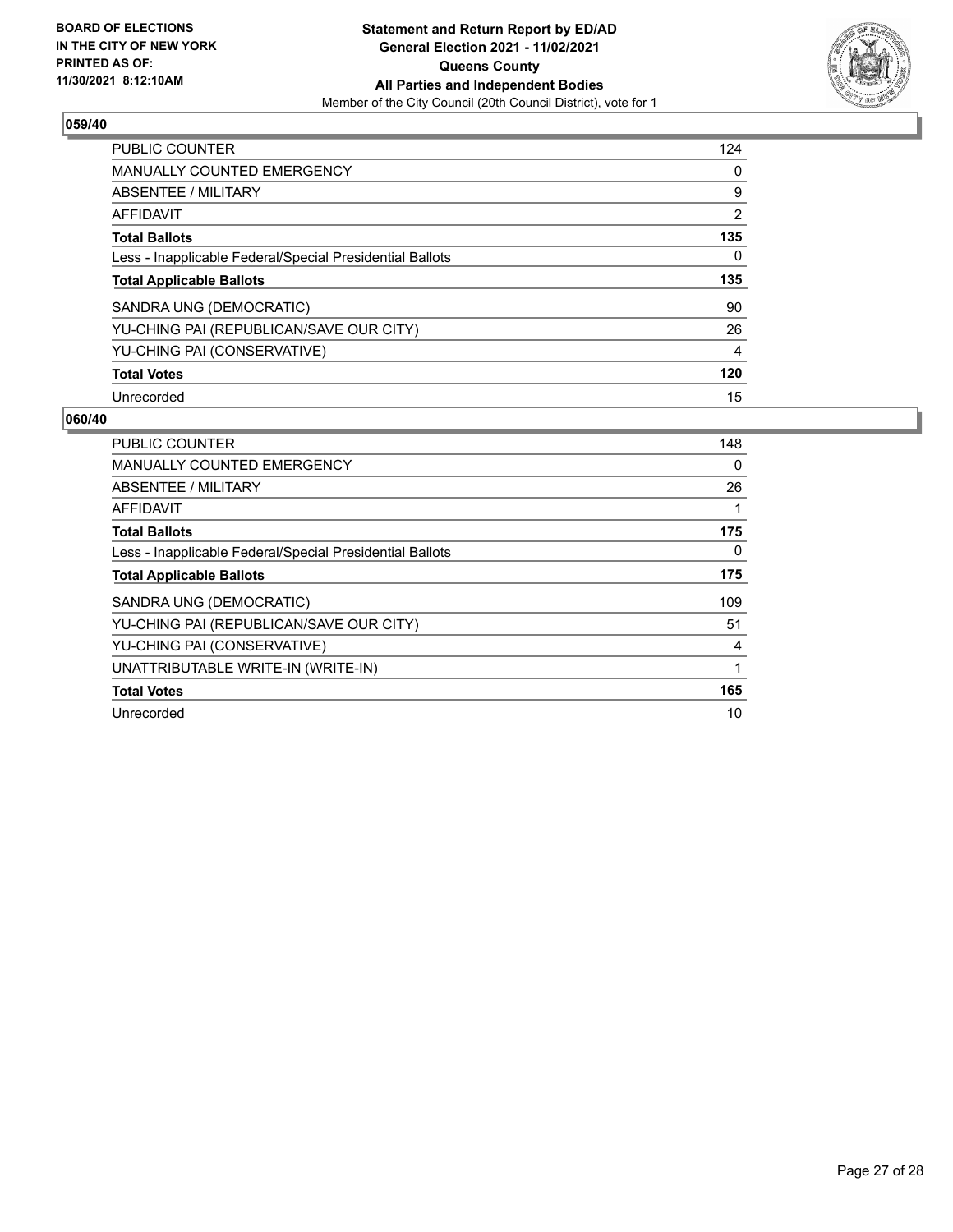**BOARD OF ELECTIONS IN THE CITY OF NEW YORK PRINTED AS OF: 11/30/2021 8:12:10AM**

**Statement and Return Report by ED/AD General Election 2021 - 11/02/2021 Queens County All Parties and Independent Bodies**

Member of the City Council (20th Council District), vote for 1

## 059/40

| | |
|---|---|
| PUBLIC COUNTER | 124 |
| MANUALLY COUNTED EMERGENCY | 0 |
| ABSENTEE / MILITARY | 9 |
| AFFIDAVIT | 2 |
| **Total Ballots** | **135** |
| Less - Inapplicable Federal/Special Presidential Ballots | 0 |
| **Total Applicable Ballots** | **135** |
| SANDRA UNG (DEMOCRATIC) | 90 |
| YU-CHING PAI (REPUBLICAN/SAVE OUR CITY) | 26 |
| YU-CHING PAI (CONSERVATIVE) | 4 |
| **Total Votes** | **120** |
| Unrecorded | 15 |

## 060/40

| | |
|---|---|
| PUBLIC COUNTER | 148 |
| MANUALLY COUNTED EMERGENCY | 0 |
| ABSENTEE / MILITARY | 26 |
| AFFIDAVIT | 1 |
| **Total Ballots** | **175** |
| Less - Inapplicable Federal/Special Presidential Ballots | 0 |
| **Total Applicable Ballots** | **175** |
| SANDRA UNG (DEMOCRATIC) | 109 |
| YU-CHING PAI (REPUBLICAN/SAVE OUR CITY) | 51 |
| YU-CHING PAI (CONSERVATIVE) | 4 |
| UNATTRIBUTABLE WRITE-IN (WRITE-IN) | 1 |
| **Total Votes** | **165** |
| Unrecorded | 10 |